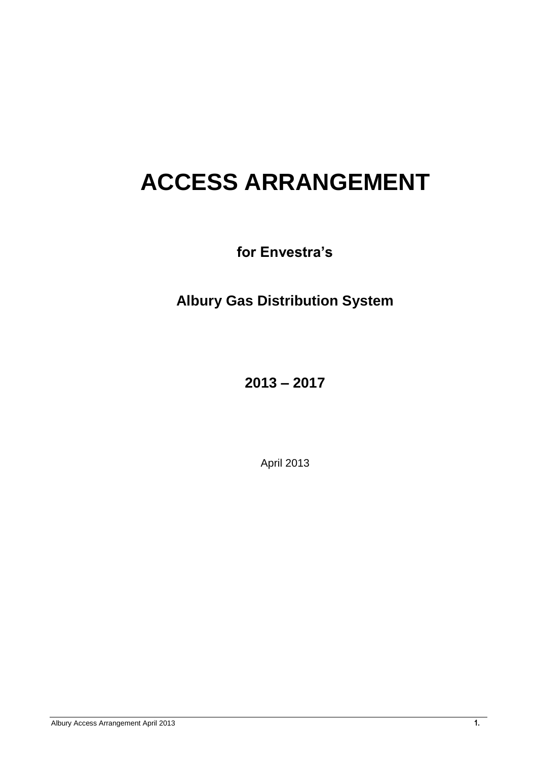# ACCESS ARRANGEMENT

**for Envestra's**

**Albury Gas Distribution System**

**2013 – 2017**

April 2013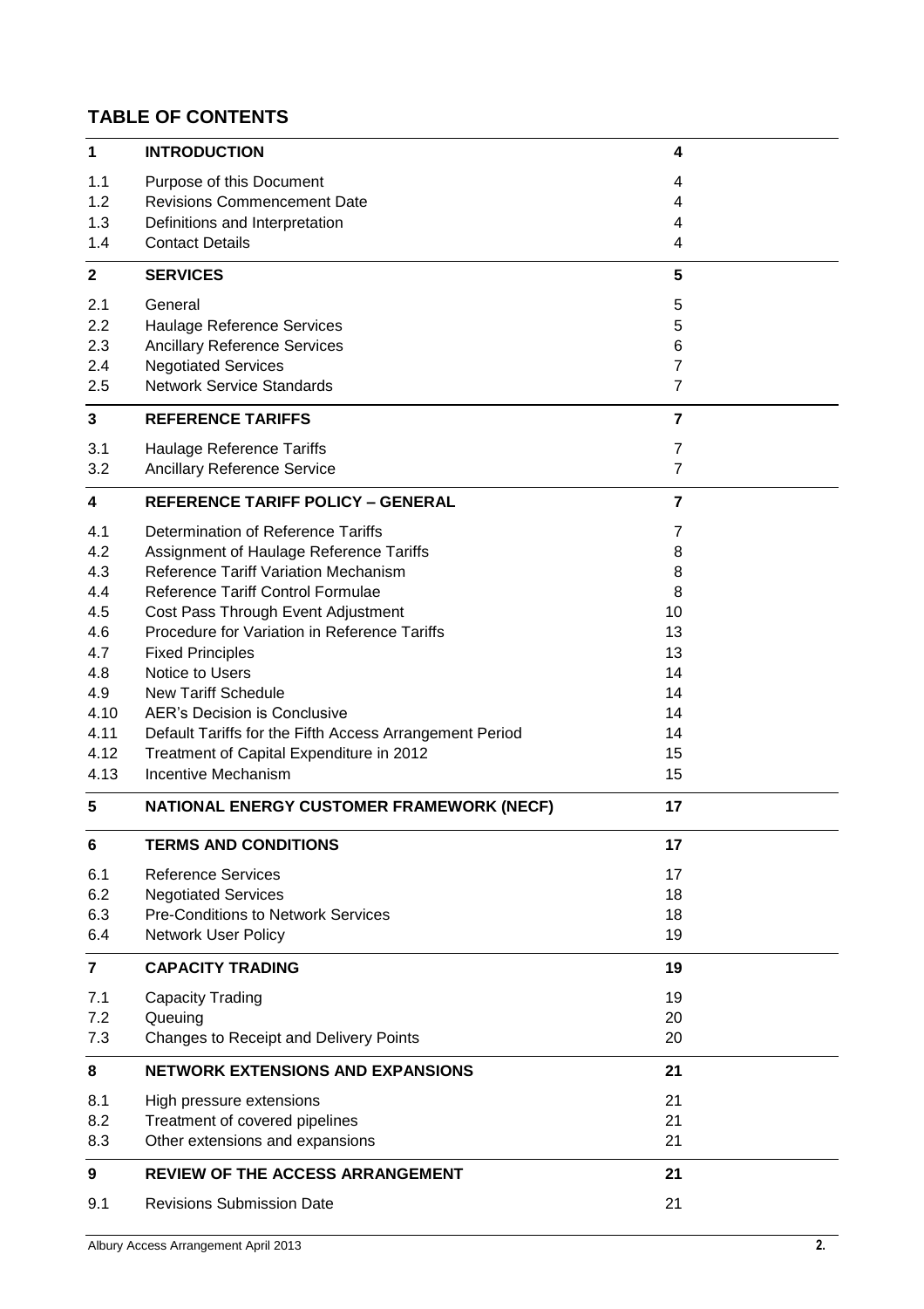## TABLE OF CONTENTS

| | | |
|---|---|---|
| **1** | **INTRODUCTION** | **4** |
| 1.1 | Purpose of this Document | 4 |
| 1.2 | Revisions Commencement Date | 4 |
| 1.3 | Definitions and Interpretation | 4 |
| 1.4 | Contact Details | 4 |
| **2** | **SERVICES** | **5** |
| 2.1 | General | 5 |
| 2.2 | Haulage Reference Services | 5 |
| 2.3 | Ancillary Reference Services | 6 |
| 2.4 | Negotiated Services | 7 |
| 2.5 | Network Service Standards | 7 |
| **3** | **REFERENCE TARIFFS** | **7** |
| 3.1 | Haulage Reference Tariffs | 7 |
| 3.2 | Ancillary Reference Service | 7 |
| **4** | **REFERENCE TARIFF POLICY – GENERAL** | **7** |
| 4.1 | Determination of Reference Tariffs | 7 |
| 4.2 | Assignment of Haulage Reference Tariffs | 8 |
| 4.3 | Reference Tariff Variation Mechanism | 8 |
| 4.4 | Reference Tariff Control Formulae | 8 |
| 4.5 | Cost Pass Through Event Adjustment | 10 |
| 4.6 | Procedure for Variation in Reference Tariffs | 13 |
| 4.7 | Fixed Principles | 13 |
| 4.8 | Notice to Users | 14 |
| 4.9 | New Tariff Schedule | 14 |
| 4.10 | AER's Decision is Conclusive | 14 |
| 4.11 | Default Tariffs for the Fifth Access Arrangement Period | 14 |
| 4.12 | Treatment of Capital Expenditure in 2012 | 15 |
| 4.13 | Incentive Mechanism | 15 |
| **5** | **NATIONAL ENERGY CUSTOMER FRAMEWORK (NECF)** | **17** |
| **6** | **TERMS AND CONDITIONS** | **17** |
| 6.1 | Reference Services | 17 |
| 6.2 | Negotiated Services | 18 |
| 6.3 | Pre-Conditions to Network Services | 18 |
| 6.4 | Network User Policy | 19 |
| **7** | **CAPACITY TRADING** | **19** |
| 7.1 | Capacity Trading | 19 |
| 7.2 | Queuing | 20 |
| 7.3 | Changes to Receipt and Delivery Points | 20 |
| **8** | **NETWORK EXTENSIONS AND EXPANSIONS** | **21** |
| 8.1 | High pressure extensions | 21 |
| 8.2 | Treatment of covered pipelines | 21 |
| 8.3 | Other extensions and expansions | 21 |
| **9** | **REVIEW OF THE ACCESS ARRANGEMENT** | **21** |
| 9.1 | Revisions Submission Date | 21 |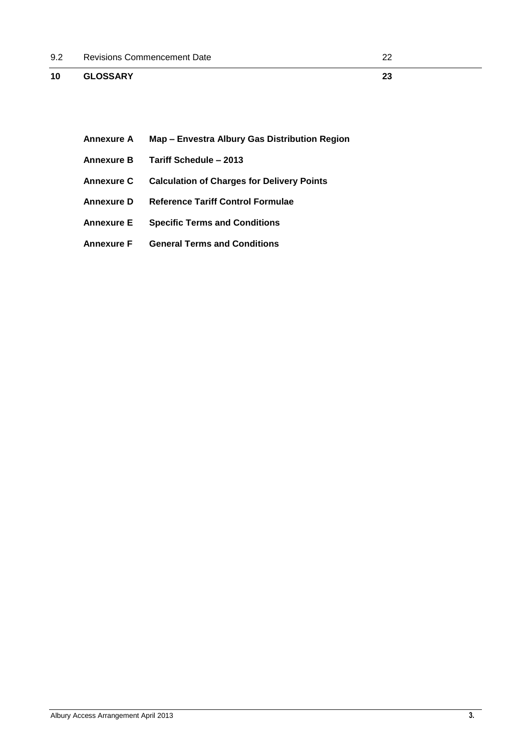| | | |
|---|---|---|
| 9.2 | Revisions Commencement Date | 22 |
| **10** | **GLOSSARY** | **23** |

**Annexure A** **Map – Envestra Albury Gas Distribution Region**

**Annexure B** **Tariff Schedule – 2013**

**Annexure C** **Calculation of Charges for Delivery Points**

**Annexure D** **Reference Tariff Control Formulae**

**Annexure E** **Specific Terms and Conditions**

**Annexure F** **General Terms and Conditions**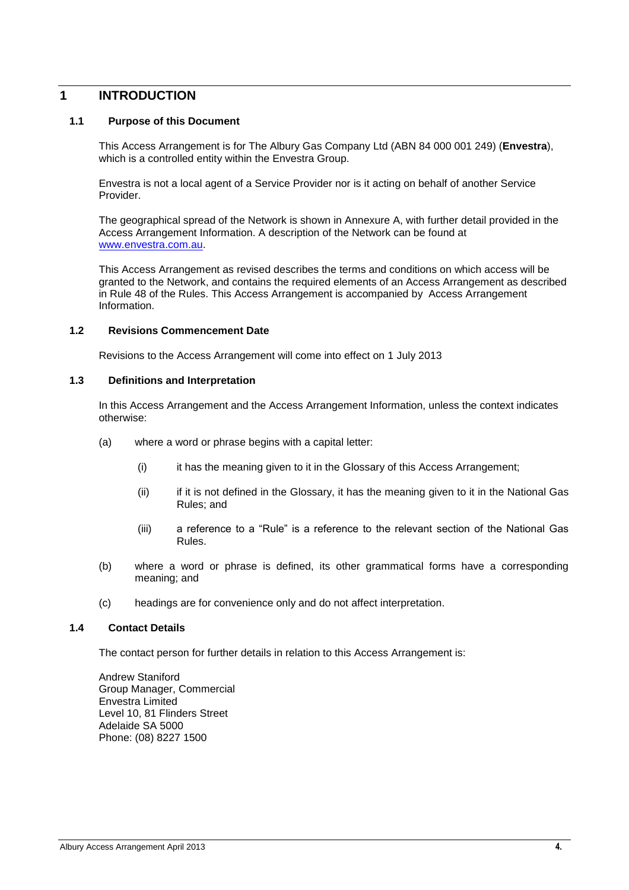# 1 INTRODUCTION

## 1.1 Purpose of this Document

This Access Arrangement is for The Albury Gas Company Ltd (ABN 84 000 001 249) (**Envestra**), which is a controlled entity within the Envestra Group.

Envestra is not a local agent of a Service Provider nor is it acting on behalf of another Service Provider.

The geographical spread of the Network is shown in Annexure A, with further detail provided in the Access Arrangement Information. A description of the Network can be found at www.envestra.com.au.

This Access Arrangement as revised describes the terms and conditions on which access will be granted to the Network, and contains the required elements of an Access Arrangement as described in Rule 48 of the Rules. This Access Arrangement is accompanied by Access Arrangement Information.

## 1.2 Revisions Commencement Date

Revisions to the Access Arrangement will come into effect on 1 July 2013

## 1.3 Definitions and Interpretation

In this Access Arrangement and the Access Arrangement Information, unless the context indicates otherwise:

(a) where a word or phrase begins with a capital letter:

  (i) it has the meaning given to it in the Glossary of this Access Arrangement;

  (ii) if it is not defined in the Glossary, it has the meaning given to it in the National Gas Rules; and

  (iii) a reference to a "Rule" is a reference to the relevant section of the National Gas Rules.

(b) where a word or phrase is defined, its other grammatical forms have a corresponding meaning; and

(c) headings are for convenience only and do not affect interpretation.

## 1.4 Contact Details

The contact person for further details in relation to this Access Arrangement is:

Andrew Staniford
Group Manager, Commercial
Envestra Limited
Level 10, 81 Flinders Street
Adelaide SA 5000
Phone: (08) 8227 1500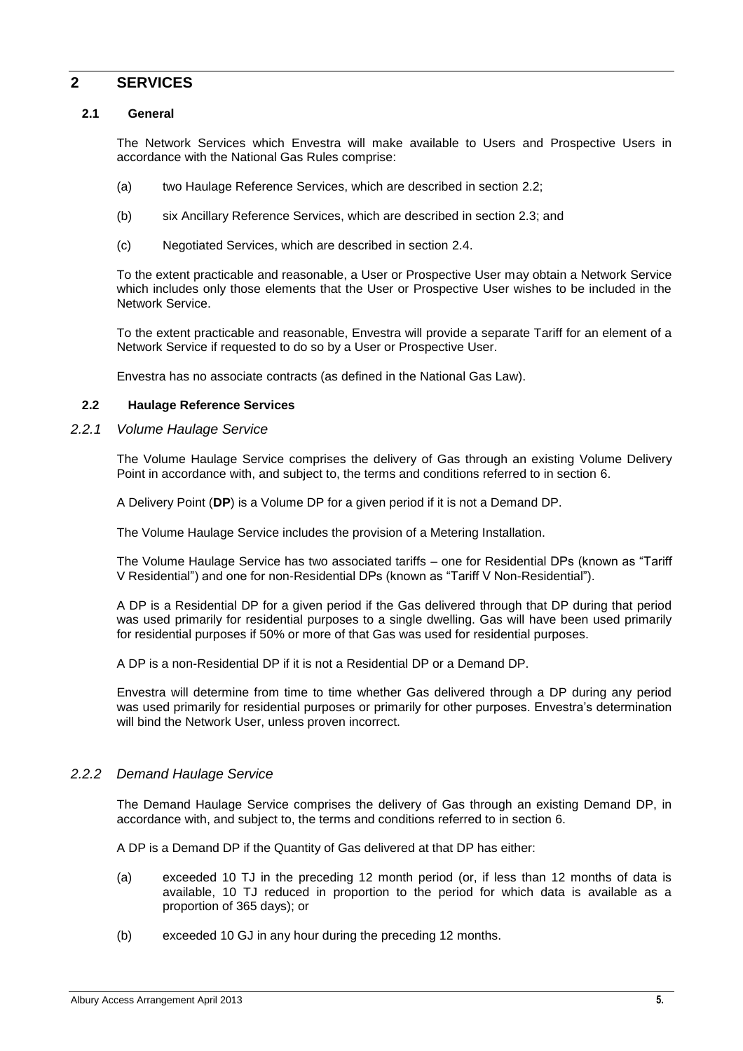# 2 SERVICES

## 2.1 General

The Network Services which Envestra will make available to Users and Prospective Users in accordance with the National Gas Rules comprise:

(a) two Haulage Reference Services, which are described in section 2.2;

(b) six Ancillary Reference Services, which are described in section 2.3; and

(c) Negotiated Services, which are described in section 2.4.

To the extent practicable and reasonable, a User or Prospective User may obtain a Network Service which includes only those elements that the User or Prospective User wishes to be included in the Network Service.

To the extent practicable and reasonable, Envestra will provide a separate Tariff for an element of a Network Service if requested to do so by a User or Prospective User.

Envestra has no associate contracts (as defined in the National Gas Law).

## 2.2 Haulage Reference Services

### *2.2.1 Volume Haulage Service*

The Volume Haulage Service comprises the delivery of Gas through an existing Volume Delivery Point in accordance with, and subject to, the terms and conditions referred to in section 6.

A Delivery Point (**DP**) is a Volume DP for a given period if it is not a Demand DP.

The Volume Haulage Service includes the provision of a Metering Installation.

The Volume Haulage Service has two associated tariffs – one for Residential DPs (known as "Tariff V Residential") and one for non-Residential DPs (known as "Tariff V Non-Residential").

A DP is a Residential DP for a given period if the Gas delivered through that DP during that period was used primarily for residential purposes to a single dwelling. Gas will have been used primarily for residential purposes if 50% or more of that Gas was used for residential purposes.

A DP is a non-Residential DP if it is not a Residential DP or a Demand DP.

Envestra will determine from time to time whether Gas delivered through a DP during any period was used primarily for residential purposes or primarily for other purposes. Envestra's determination will bind the Network User, unless proven incorrect.

### *2.2.2 Demand Haulage Service*

The Demand Haulage Service comprises the delivery of Gas through an existing Demand DP, in accordance with, and subject to, the terms and conditions referred to in section 6.

A DP is a Demand DP if the Quantity of Gas delivered at that DP has either:

(a) exceeded 10 TJ in the preceding 12 month period (or, if less than 12 months of data is available, 10 TJ reduced in proportion to the period for which data is available as a proportion of 365 days); or

(b) exceeded 10 GJ in any hour during the preceding 12 months.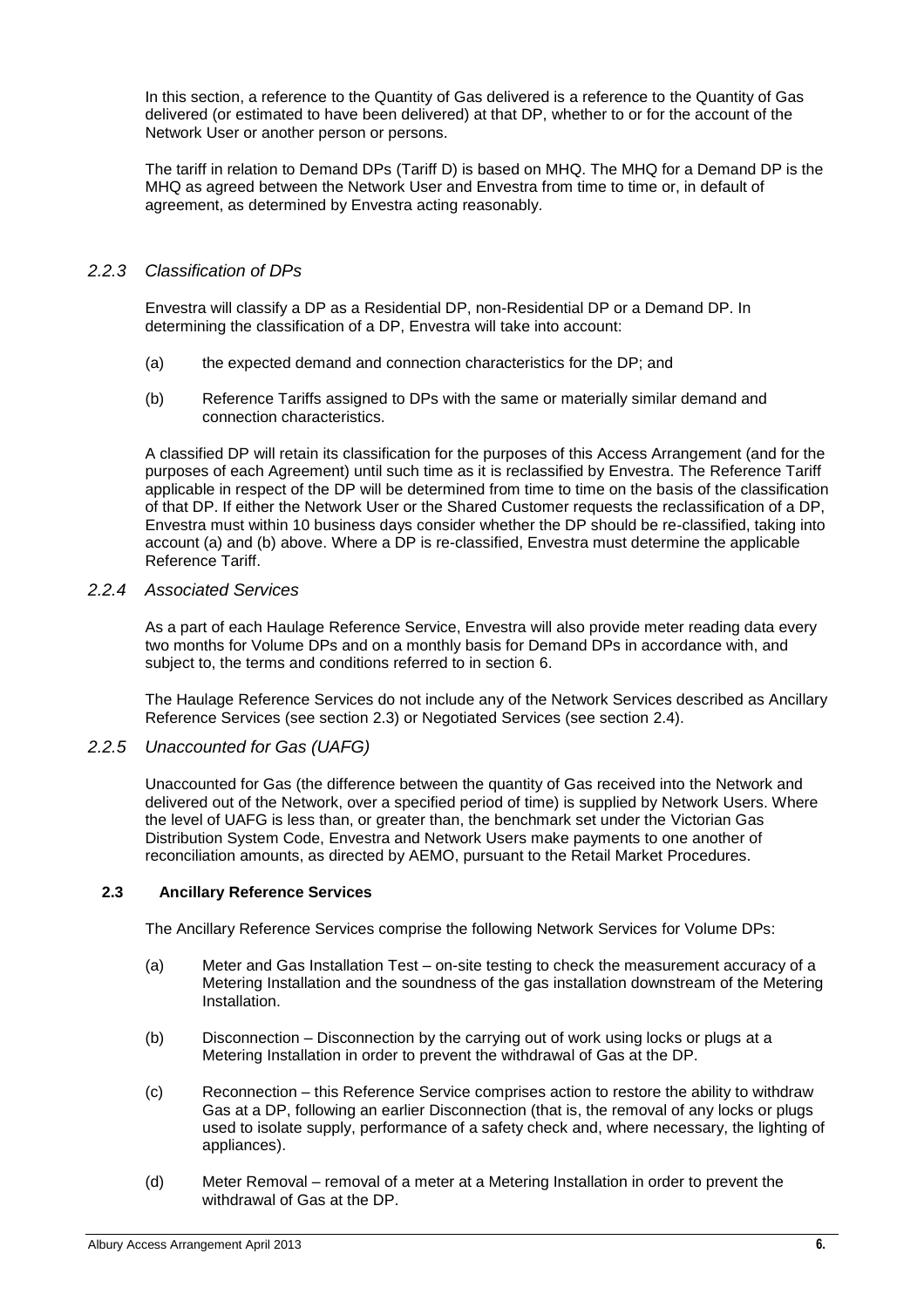In this section, a reference to the Quantity of Gas delivered is a reference to the Quantity of Gas delivered (or estimated to have been delivered) at that DP, whether to or for the account of the Network User or another person or persons.

The tariff in relation to Demand DPs (Tariff D) is based on MHQ. The MHQ for a Demand DP is the MHQ as agreed between the Network User and Envestra from time to time or, in default of agreement, as determined by Envestra acting reasonably.

### *2.2.3 Classification of DPs*

Envestra will classify a DP as a Residential DP, non-Residential DP or a Demand DP. In determining the classification of a DP, Envestra will take into account:

(a) the expected demand and connection characteristics for the DP; and

(b) Reference Tariffs assigned to DPs with the same or materially similar demand and connection characteristics.

A classified DP will retain its classification for the purposes of this Access Arrangement (and for the purposes of each Agreement) until such time as it is reclassified by Envestra. The Reference Tariff applicable in respect of the DP will be determined from time to time on the basis of the classification of that DP. If either the Network User or the Shared Customer requests the reclassification of a DP, Envestra must within 10 business days consider whether the DP should be re-classified, taking into account (a) and (b) above. Where a DP is re-classified, Envestra must determine the applicable Reference Tariff.

### *2.2.4 Associated Services*

As a part of each Haulage Reference Service, Envestra will also provide meter reading data every two months for Volume DPs and on a monthly basis for Demand DPs in accordance with, and subject to, the terms and conditions referred to in section 6.

The Haulage Reference Services do not include any of the Network Services described as Ancillary Reference Services (see section 2.3) or Negotiated Services (see section 2.4).

### *2.2.5 Unaccounted for Gas (UAFG)*

Unaccounted for Gas (the difference between the quantity of Gas received into the Network and delivered out of the Network, over a specified period of time) is supplied by Network Users. Where the level of UAFG is less than, or greater than, the benchmark set under the Victorian Gas Distribution System Code, Envestra and Network Users make payments to one another of reconciliation amounts, as directed by AEMO, pursuant to the Retail Market Procedures.

## **2.3 Ancillary Reference Services**

The Ancillary Reference Services comprise the following Network Services for Volume DPs:

(a) Meter and Gas Installation Test – on-site testing to check the measurement accuracy of a Metering Installation and the soundness of the gas installation downstream of the Metering Installation.

(b) Disconnection – Disconnection by the carrying out of work using locks or plugs at a Metering Installation in order to prevent the withdrawal of Gas at the DP.

(c) Reconnection – this Reference Service comprises action to restore the ability to withdraw Gas at a DP, following an earlier Disconnection (that is, the removal of any locks or plugs used to isolate supply, performance of a safety check and, where necessary, the lighting of appliances).

(d) Meter Removal – removal of a meter at a Metering Installation in order to prevent the withdrawal of Gas at the DP.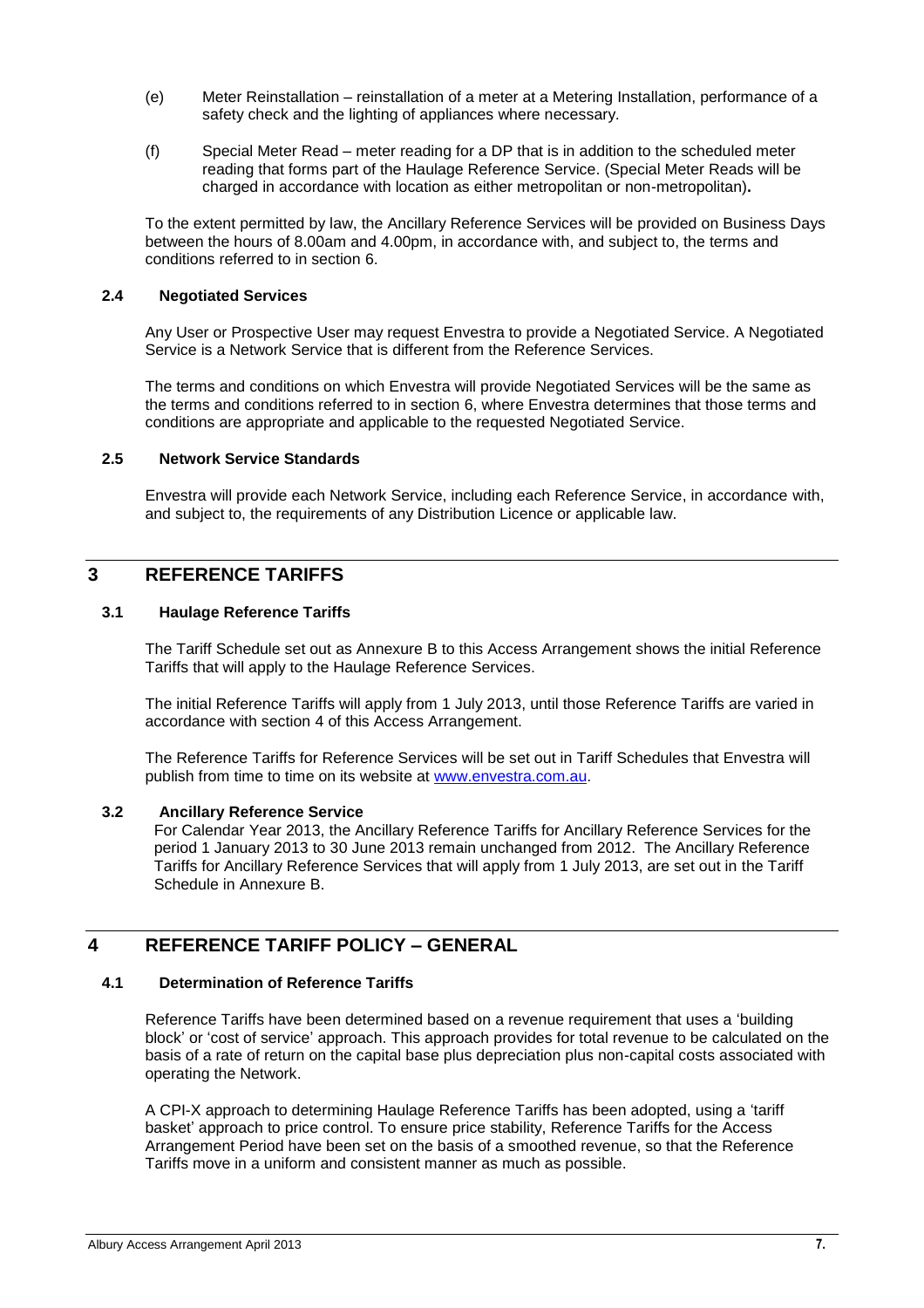(e) Meter Reinstallation – reinstallation of a meter at a Metering Installation, performance of a safety check and the lighting of appliances where necessary.

(f) Special Meter Read – meter reading for a DP that is in addition to the scheduled meter reading that forms part of the Haulage Reference Service. (Special Meter Reads will be charged in accordance with location as either metropolitan or non-metropolitan)**.**

To the extent permitted by law, the Ancillary Reference Services will be provided on Business Days between the hours of 8.00am and 4.00pm, in accordance with, and subject to, the terms and conditions referred to in section 6.

### 2.4 Negotiated Services

Any User or Prospective User may request Envestra to provide a Negotiated Service. A Negotiated Service is a Network Service that is different from the Reference Services.

The terms and conditions on which Envestra will provide Negotiated Services will be the same as the terms and conditions referred to in section 6, where Envestra determines that those terms and conditions are appropriate and applicable to the requested Negotiated Service.

### 2.5 Network Service Standards

Envestra will provide each Network Service, including each Reference Service, in accordance with, and subject to, the requirements of any Distribution Licence or applicable law.

## 3 REFERENCE TARIFFS

### 3.1 Haulage Reference Tariffs

The Tariff Schedule set out as Annexure B to this Access Arrangement shows the initial Reference Tariffs that will apply to the Haulage Reference Services.

The initial Reference Tariffs will apply from 1 July 2013, until those Reference Tariffs are varied in accordance with section 4 of this Access Arrangement.

The Reference Tariffs for Reference Services will be set out in Tariff Schedules that Envestra will publish from time to time on its website at www.envestra.com.au.

### 3.2 Ancillary Reference Service

For Calendar Year 2013, the Ancillary Reference Tariffs for Ancillary Reference Services for the period 1 January 2013 to 30 June 2013 remain unchanged from 2012. The Ancillary Reference Tariffs for Ancillary Reference Services that will apply from 1 July 2013, are set out in the Tariff Schedule in Annexure B.

## 4 REFERENCE TARIFF POLICY – GENERAL

### 4.1 Determination of Reference Tariffs

Reference Tariffs have been determined based on a revenue requirement that uses a 'building block' or 'cost of service' approach. This approach provides for total revenue to be calculated on the basis of a rate of return on the capital base plus depreciation plus non-capital costs associated with operating the Network.

A CPI-X approach to determining Haulage Reference Tariffs has been adopted, using a 'tariff basket' approach to price control. To ensure price stability, Reference Tariffs for the Access Arrangement Period have been set on the basis of a smoothed revenue, so that the Reference Tariffs move in a uniform and consistent manner as much as possible.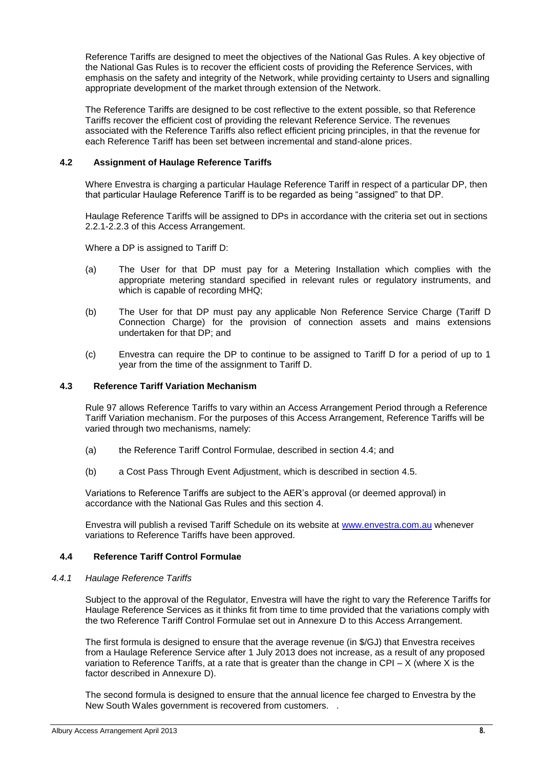Reference Tariffs are designed to meet the objectives of the National Gas Rules. A key objective of the National Gas Rules is to recover the efficient costs of providing the Reference Services, with emphasis on the safety and integrity of the Network, while providing certainty to Users and signalling appropriate development of the market through extension of the Network.

The Reference Tariffs are designed to be cost reflective to the extent possible, so that Reference Tariffs recover the efficient cost of providing the relevant Reference Service. The revenues associated with the Reference Tariffs also reflect efficient pricing principles, in that the revenue for each Reference Tariff has been set between incremental and stand-alone prices.

## 4.2 Assignment of Haulage Reference Tariffs

Where Envestra is charging a particular Haulage Reference Tariff in respect of a particular DP, then that particular Haulage Reference Tariff is to be regarded as being "assigned" to that DP.

Haulage Reference Tariffs will be assigned to DPs in accordance with the criteria set out in sections 2.2.1-2.2.3 of this Access Arrangement.

Where a DP is assigned to Tariff D:

(a) The User for that DP must pay for a Metering Installation which complies with the appropriate metering standard specified in relevant rules or regulatory instruments, and which is capable of recording MHQ;

(b) The User for that DP must pay any applicable Non Reference Service Charge (Tariff D Connection Charge) for the provision of connection assets and mains extensions undertaken for that DP; and

(c) Envestra can require the DP to continue to be assigned to Tariff D for a period of up to 1 year from the time of the assignment to Tariff D.

## 4.3 Reference Tariff Variation Mechanism

Rule 97 allows Reference Tariffs to vary within an Access Arrangement Period through a Reference Tariff Variation mechanism. For the purposes of this Access Arrangement, Reference Tariffs will be varied through two mechanisms, namely:

(a) the Reference Tariff Control Formulae, described in section 4.4; and

(b) a Cost Pass Through Event Adjustment, which is described in section 4.5.

Variations to Reference Tariffs are subject to the AER's approval (or deemed approval) in accordance with the National Gas Rules and this section 4.

Envestra will publish a revised Tariff Schedule on its website at www.envestra.com.au whenever variations to Reference Tariffs have been approved.

## 4.4 Reference Tariff Control Formulae

### *4.4.1 Haulage Reference Tariffs*

Subject to the approval of the Regulator, Envestra will have the right to vary the Reference Tariffs for Haulage Reference Services as it thinks fit from time to time provided that the variations comply with the two Reference Tariff Control Formulae set out in Annexure D to this Access Arrangement.

The first formula is designed to ensure that the average revenue (in $/GJ) that Envestra receives from a Haulage Reference Service after 1 July 2013 does not increase, as a result of any proposed variation to Reference Tariffs, at a rate that is greater than the change in CPI – X (where X is the factor described in Annexure D).

The second formula is designed to ensure that the annual licence fee charged to Envestra by the New South Wales government is recovered from customers. .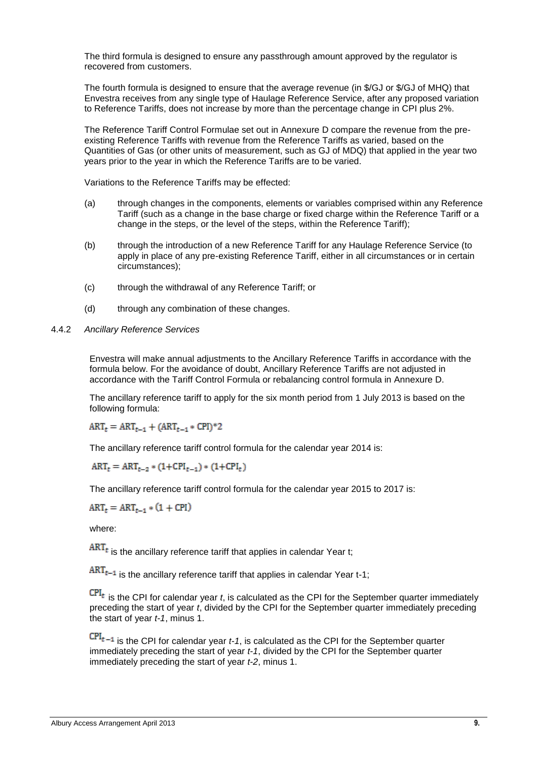The third formula is designed to ensure any passthrough amount approved by the regulator is recovered from customers.

The fourth formula is designed to ensure that the average revenue (in $/GJ or $/GJ of MHQ) that Envestra receives from any single type of Haulage Reference Service, after any proposed variation to Reference Tariffs, does not increase by more than the percentage change in CPI plus 2%.

The Reference Tariff Control Formulae set out in Annexure D compare the revenue from the pre-existing Reference Tariffs with revenue from the Reference Tariffs as varied, based on the Quantities of Gas (or other units of measurement, such as GJ of MDQ) that applied in the year two years prior to the year in which the Reference Tariffs are to be varied.

Variations to the Reference Tariffs may be effected:

(a) through changes in the components, elements or variables comprised within any Reference Tariff (such as a change in the base charge or fixed charge within the Reference Tariff or a change in the steps, or the level of the steps, within the Reference Tariff);

(b) through the introduction of a new Reference Tariff for any Haulage Reference Service (to apply in place of any pre-existing Reference Tariff, either in all circumstances or in certain circumstances);

(c) through the withdrawal of any Reference Tariff; or

(d) through any combination of these changes.

### 4.4.2 *Ancillary Reference Services*

Envestra will make annual adjustments to the Ancillary Reference Tariffs in accordance with the formula below. For the avoidance of doubt, Ancillary Reference Tariffs are not adjusted in accordance with the Tariff Control Formula or rebalancing control formula in Annexure D.

The ancillary reference tariff to apply for the six month period from 1 July 2013 is based on the following formula:

$$ART_t = ART_{t-1} + (ART_{t-1} * CPI)*2$$

The ancillary reference tariff control formula for the calendar year 2014 is:

$$ART_t = ART_{t-2} * (1+CPI_{t-1}) * (1+CPI_t)$$

The ancillary reference tariff control formula for the calendar year 2015 to 2017 is:

$$ART_t = ART_{t-1} * (1 + CPI)$$

where:

$ART_t$ is the ancillary reference tariff that applies in calendar Year t;

$ART_{t-1}$ is the ancillary reference tariff that applies in calendar Year t-1;

$CPI_t$ is the CPI for calendar year *t*, is calculated as the CPI for the September quarter immediately preceding the start of year *t*, divided by the CPI for the September quarter immediately preceding the start of year *t-1*, minus 1.

$CPI_{t-1}$ is the CPI for calendar year *t-1*, is calculated as the CPI for the September quarter immediately preceding the start of year *t-1*, divided by the CPI for the September quarter immediately preceding the start of year *t-2*, minus 1.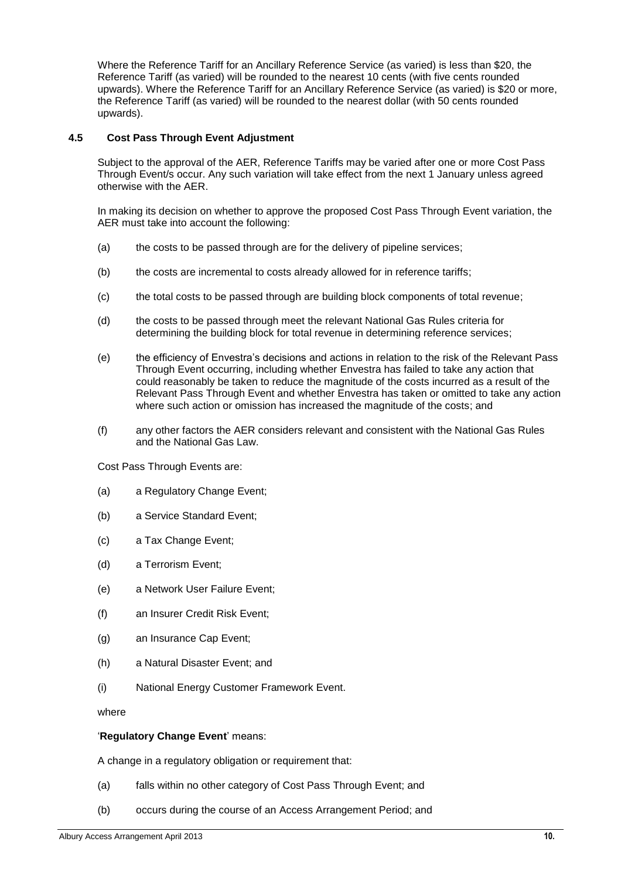Where the Reference Tariff for an Ancillary Reference Service (as varied) is less than $20, the Reference Tariff (as varied) will be rounded to the nearest 10 cents (with five cents rounded upwards). Where the Reference Tariff for an Ancillary Reference Service (as varied) is $20 or more, the Reference Tariff (as varied) will be rounded to the nearest dollar (with 50 cents rounded upwards).

### 4.5 Cost Pass Through Event Adjustment

Subject to the approval of the AER, Reference Tariffs may be varied after one or more Cost Pass Through Event/s occur. Any such variation will take effect from the next 1 January unless agreed otherwise with the AER.

In making its decision on whether to approve the proposed Cost Pass Through Event variation, the AER must take into account the following:

(a) the costs to be passed through are for the delivery of pipeline services;

(b) the costs are incremental to costs already allowed for in reference tariffs;

(c) the total costs to be passed through are building block components of total revenue;

(d) the costs to be passed through meet the relevant National Gas Rules criteria for determining the building block for total revenue in determining reference services;

(e) the efficiency of Envestra's decisions and actions in relation to the risk of the Relevant Pass Through Event occurring, including whether Envestra has failed to take any action that could reasonably be taken to reduce the magnitude of the costs incurred as a result of the Relevant Pass Through Event and whether Envestra has taken or omitted to take any action where such action or omission has increased the magnitude of the costs; and

(f) any other factors the AER considers relevant and consistent with the National Gas Rules and the National Gas Law.

Cost Pass Through Events are:

(a) a Regulatory Change Event;

(b) a Service Standard Event;

(c) a Tax Change Event;

(d) a Terrorism Event;

(e) a Network User Failure Event;

(f) an Insurer Credit Risk Event;

(g) an Insurance Cap Event;

(h) a Natural Disaster Event; and

(i) National Energy Customer Framework Event.

where

'**Regulatory Change Event**' means:

A change in a regulatory obligation or requirement that:

(a) falls within no other category of Cost Pass Through Event; and

(b) occurs during the course of an Access Arrangement Period; and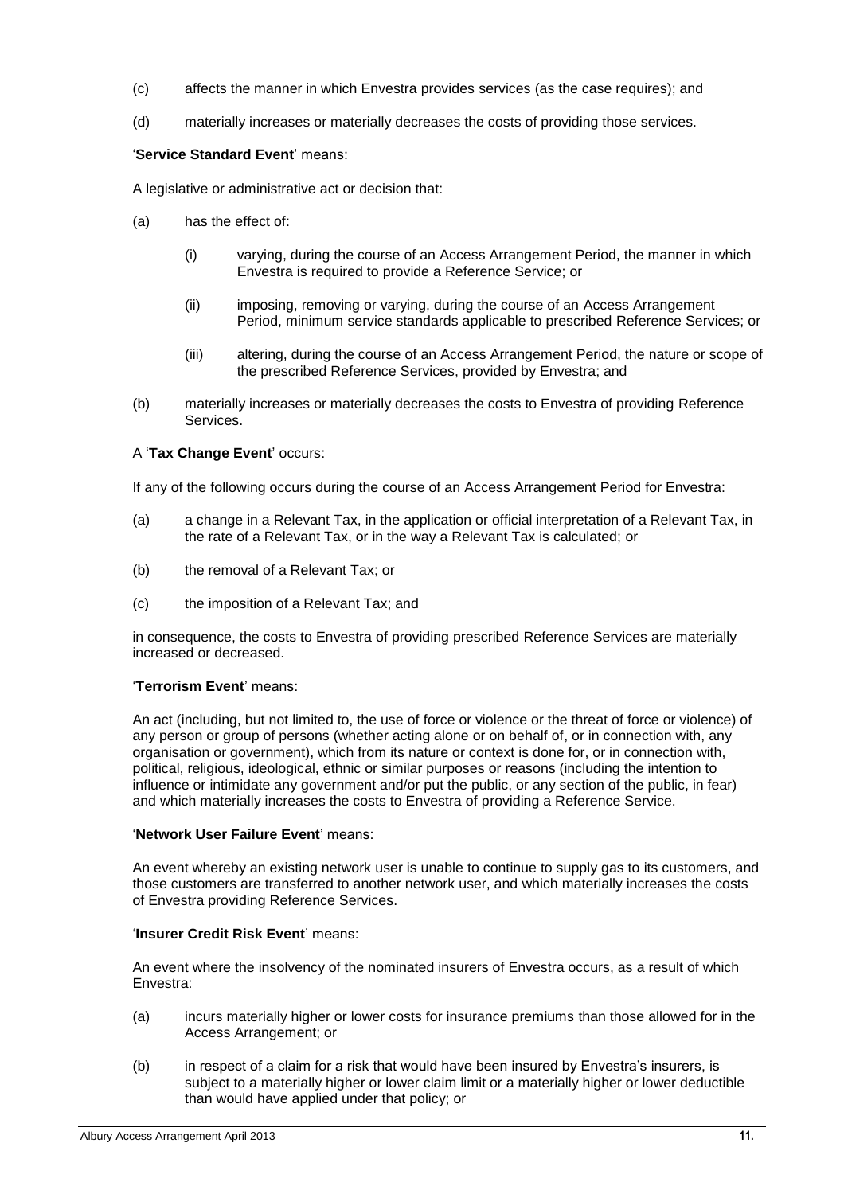(c) affects the manner in which Envestra provides services (as the case requires); and

(d) materially increases or materially decreases the costs of providing those services.

'**Service Standard Event**' means:

A legislative or administrative act or decision that:

(a) has the effect of:

 (i) varying, during the course of an Access Arrangement Period, the manner in which Envestra is required to provide a Reference Service; or

 (ii) imposing, removing or varying, during the course of an Access Arrangement Period, minimum service standards applicable to prescribed Reference Services; or

 (iii) altering, during the course of an Access Arrangement Period, the nature or scope of the prescribed Reference Services, provided by Envestra; and

(b) materially increases or materially decreases the costs to Envestra of providing Reference Services.

A '**Tax Change Event**' occurs:

If any of the following occurs during the course of an Access Arrangement Period for Envestra:

(a) a change in a Relevant Tax, in the application or official interpretation of a Relevant Tax, in the rate of a Relevant Tax, or in the way a Relevant Tax is calculated; or

(b) the removal of a Relevant Tax; or

(c) the imposition of a Relevant Tax; and

in consequence, the costs to Envestra of providing prescribed Reference Services are materially increased or decreased.

'**Terrorism Event**' means:

An act (including, but not limited to, the use of force or violence or the threat of force or violence) of any person or group of persons (whether acting alone or on behalf of, or in connection with, any organisation or government), which from its nature or context is done for, or in connection with, political, religious, ideological, ethnic or similar purposes or reasons (including the intention to influence or intimidate any government and/or put the public, or any section of the public, in fear) and which materially increases the costs to Envestra of providing a Reference Service.

'**Network User Failure Event**' means:

An event whereby an existing network user is unable to continue to supply gas to its customers, and those customers are transferred to another network user, and which materially increases the costs of Envestra providing Reference Services.

'**Insurer Credit Risk Event**' means:

An event where the insolvency of the nominated insurers of Envestra occurs, as a result of which Envestra:

(a) incurs materially higher or lower costs for insurance premiums than those allowed for in the Access Arrangement; or

(b) in respect of a claim for a risk that would have been insured by Envestra's insurers, is subject to a materially higher or lower claim limit or a materially higher or lower deductible than would have applied under that policy; or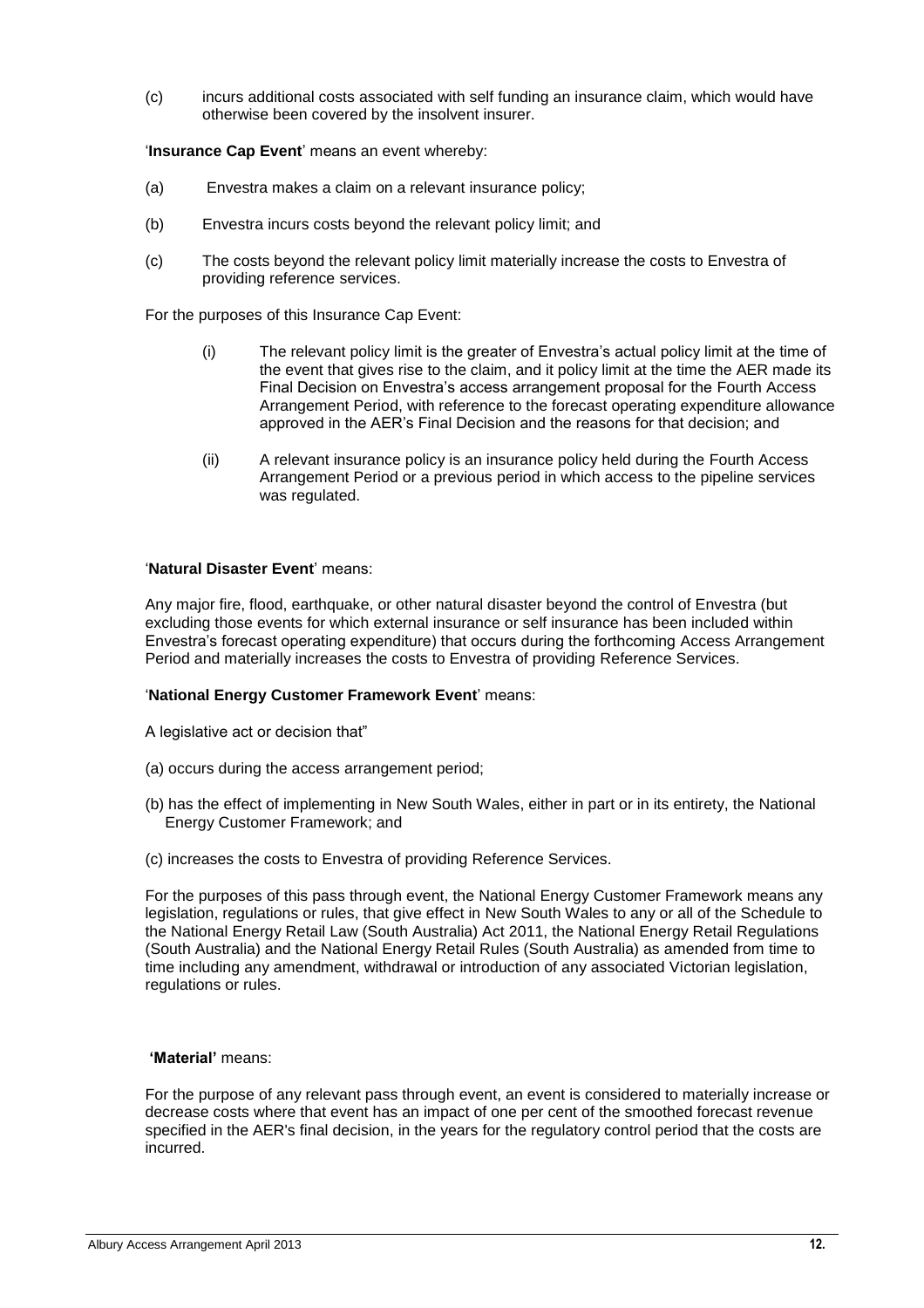(c) incurs additional costs associated with self funding an insurance claim, which would have otherwise been covered by the insolvent insurer.

'**Insurance Cap Event**' means an event whereby:

(a) Envestra makes a claim on a relevant insurance policy;

(b) Envestra incurs costs beyond the relevant policy limit; and

(c) The costs beyond the relevant policy limit materially increase the costs to Envestra of providing reference services.

For the purposes of this Insurance Cap Event:

(i) The relevant policy limit is the greater of Envestra's actual policy limit at the time of the event that gives rise to the claim, and it policy limit at the time the AER made its Final Decision on Envestra's access arrangement proposal for the Fourth Access Arrangement Period, with reference to the forecast operating expenditure allowance approved in the AER's Final Decision and the reasons for that decision; and

(ii) A relevant insurance policy is an insurance policy held during the Fourth Access Arrangement Period or a previous period in which access to the pipeline services was regulated.

'**Natural Disaster Event**' means:

Any major fire, flood, earthquake, or other natural disaster beyond the control of Envestra (but excluding those events for which external insurance or self insurance has been included within Envestra's forecast operating expenditure) that occurs during the forthcoming Access Arrangement Period and materially increases the costs to Envestra of providing Reference Services.

'**National Energy Customer Framework Event**' means:

A legislative act or decision that"

(a) occurs during the access arrangement period;

(b) has the effect of implementing in New South Wales, either in part or in its entirety, the National Energy Customer Framework; and

(c) increases the costs to Envestra of providing Reference Services.

For the purposes of this pass through event, the National Energy Customer Framework means any legislation, regulations or rules, that give effect in New South Wales to any or all of the Schedule to the National Energy Retail Law (South Australia) Act 2011, the National Energy Retail Regulations (South Australia) and the National Energy Retail Rules (South Australia) as amended from time to time including any amendment, withdrawal or introduction of any associated Victorian legislation, regulations or rules.

**'Material'** means:

For the purpose of any relevant pass through event, an event is considered to materially increase or decrease costs where that event has an impact of one per cent of the smoothed forecast revenue specified in the AER's final decision, in the years for the regulatory control period that the costs are incurred.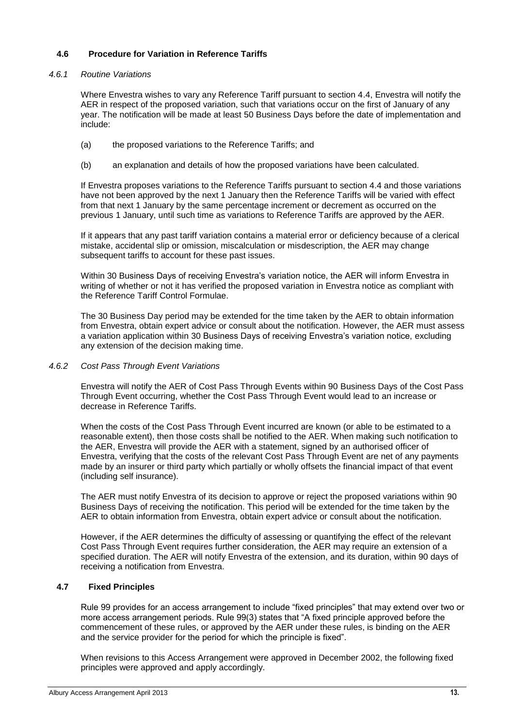## 4.6 Procedure for Variation in Reference Tariffs

### *4.6.1 Routine Variations*

Where Envestra wishes to vary any Reference Tariff pursuant to section 4.4, Envestra will notify the AER in respect of the proposed variation, such that variations occur on the first of January of any year. The notification will be made at least 50 Business Days before the date of implementation and include:

(a) the proposed variations to the Reference Tariffs; and

(b) an explanation and details of how the proposed variations have been calculated.

If Envestra proposes variations to the Reference Tariffs pursuant to section 4.4 and those variations have not been approved by the next 1 January then the Reference Tariffs will be varied with effect from that next 1 January by the same percentage increment or decrement as occurred on the previous 1 January, until such time as variations to Reference Tariffs are approved by the AER.

If it appears that any past tariff variation contains a material error or deficiency because of a clerical mistake, accidental slip or omission, miscalculation or misdescription, the AER may change subsequent tariffs to account for these past issues.

Within 30 Business Days of receiving Envestra's variation notice, the AER will inform Envestra in writing of whether or not it has verified the proposed variation in Envestra notice as compliant with the Reference Tariff Control Formulae.

The 30 Business Day period may be extended for the time taken by the AER to obtain information from Envestra, obtain expert advice or consult about the notification. However, the AER must assess a variation application within 30 Business Days of receiving Envestra's variation notice, excluding any extension of the decision making time.

### *4.6.2 Cost Pass Through Event Variations*

Envestra will notify the AER of Cost Pass Through Events within 90 Business Days of the Cost Pass Through Event occurring, whether the Cost Pass Through Event would lead to an increase or decrease in Reference Tariffs.

When the costs of the Cost Pass Through Event incurred are known (or able to be estimated to a reasonable extent), then those costs shall be notified to the AER. When making such notification to the AER, Envestra will provide the AER with a statement, signed by an authorised officer of Envestra, verifying that the costs of the relevant Cost Pass Through Event are net of any payments made by an insurer or third party which partially or wholly offsets the financial impact of that event (including self insurance).

The AER must notify Envestra of its decision to approve or reject the proposed variations within 90 Business Days of receiving the notification. This period will be extended for the time taken by the AER to obtain information from Envestra, obtain expert advice or consult about the notification.

However, if the AER determines the difficulty of assessing or quantifying the effect of the relevant Cost Pass Through Event requires further consideration, the AER may require an extension of a specified duration. The AER will notify Envestra of the extension, and its duration, within 90 days of receiving a notification from Envestra.

## 4.7 Fixed Principles

Rule 99 provides for an access arrangement to include "fixed principles" that may extend over two or more access arrangement periods. Rule 99(3) states that "A fixed principle approved before the commencement of these rules, or approved by the AER under these rules, is binding on the AER and the service provider for the period for which the principle is fixed".

When revisions to this Access Arrangement were approved in December 2002, the following fixed principles were approved and apply accordingly.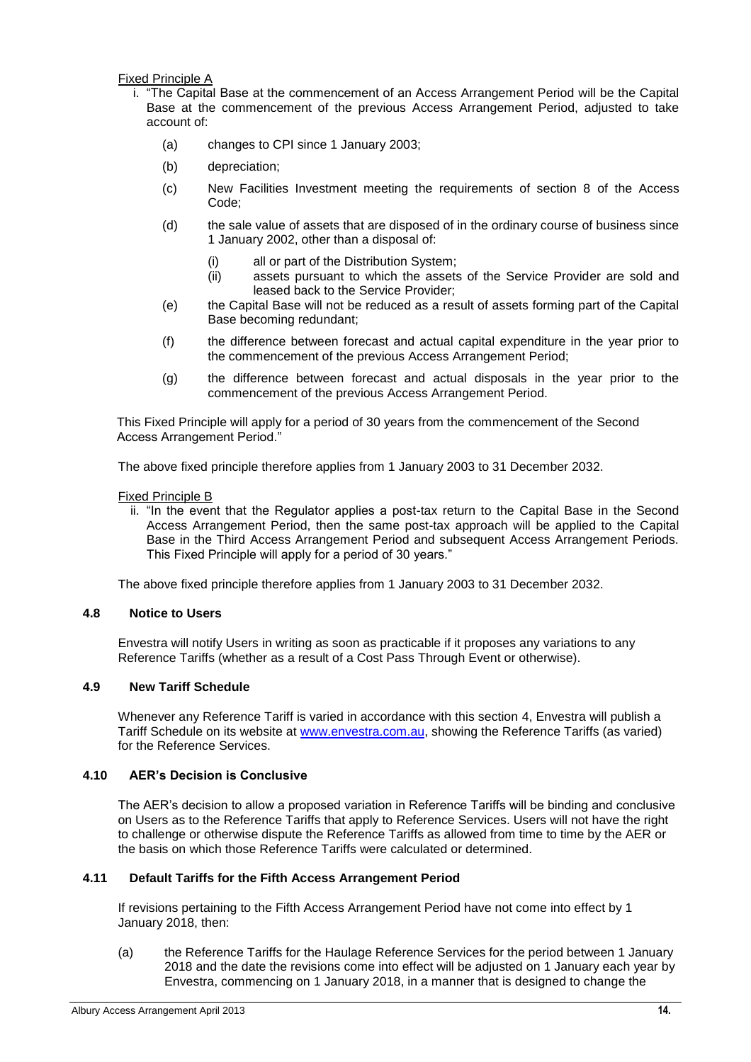Fixed Principle A

i. "The Capital Base at the commencement of an Access Arrangement Period will be the Capital Base at the commencement of the previous Access Arrangement Period, adjusted to take account of:

   (a) changes to CPI since 1 January 2003;

   (b) depreciation;

   (c) New Facilities Investment meeting the requirements of section 8 of the Access Code;

   (d) the sale value of assets that are disposed of in the ordinary course of business since 1 January 2002, other than a disposal of:

      (i) all or part of the Distribution System;
      (ii) assets pursuant to which the assets of the Service Provider are sold and leased back to the Service Provider;

   (e) the Capital Base will not be reduced as a result of assets forming part of the Capital Base becoming redundant;

   (f) the difference between forecast and actual capital expenditure in the year prior to the commencement of the previous Access Arrangement Period;

   (g) the difference between forecast and actual disposals in the year prior to the commencement of the previous Access Arrangement Period.

This Fixed Principle will apply for a period of 30 years from the commencement of the Second Access Arrangement Period."

The above fixed principle therefore applies from 1 January 2003 to 31 December 2032.

Fixed Principle B

ii. "In the event that the Regulator applies a post-tax return to the Capital Base in the Second Access Arrangement Period, then the same post-tax approach will be applied to the Capital Base in the Third Access Arrangement Period and subsequent Access Arrangement Periods. This Fixed Principle will apply for a period of 30 years."

The above fixed principle therefore applies from 1 January 2003 to 31 December 2032.

### 4.8 Notice to Users

Envestra will notify Users in writing as soon as practicable if it proposes any variations to any Reference Tariffs (whether as a result of a Cost Pass Through Event or otherwise).

### 4.9 New Tariff Schedule

Whenever any Reference Tariff is varied in accordance with this section 4, Envestra will publish a Tariff Schedule on its website at www.envestra.com.au, showing the Reference Tariffs (as varied) for the Reference Services.

### 4.10 AER's Decision is Conclusive

The AER's decision to allow a proposed variation in Reference Tariffs will be binding and conclusive on Users as to the Reference Tariffs that apply to Reference Services. Users will not have the right to challenge or otherwise dispute the Reference Tariffs as allowed from time to time by the AER or the basis on which those Reference Tariffs were calculated or determined.

### 4.11 Default Tariffs for the Fifth Access Arrangement Period

If revisions pertaining to the Fifth Access Arrangement Period have not come into effect by 1 January 2018, then:

(a) the Reference Tariffs for the Haulage Reference Services for the period between 1 January 2018 and the date the revisions come into effect will be adjusted on 1 January each year by Envestra, commencing on 1 January 2018, in a manner that is designed to change the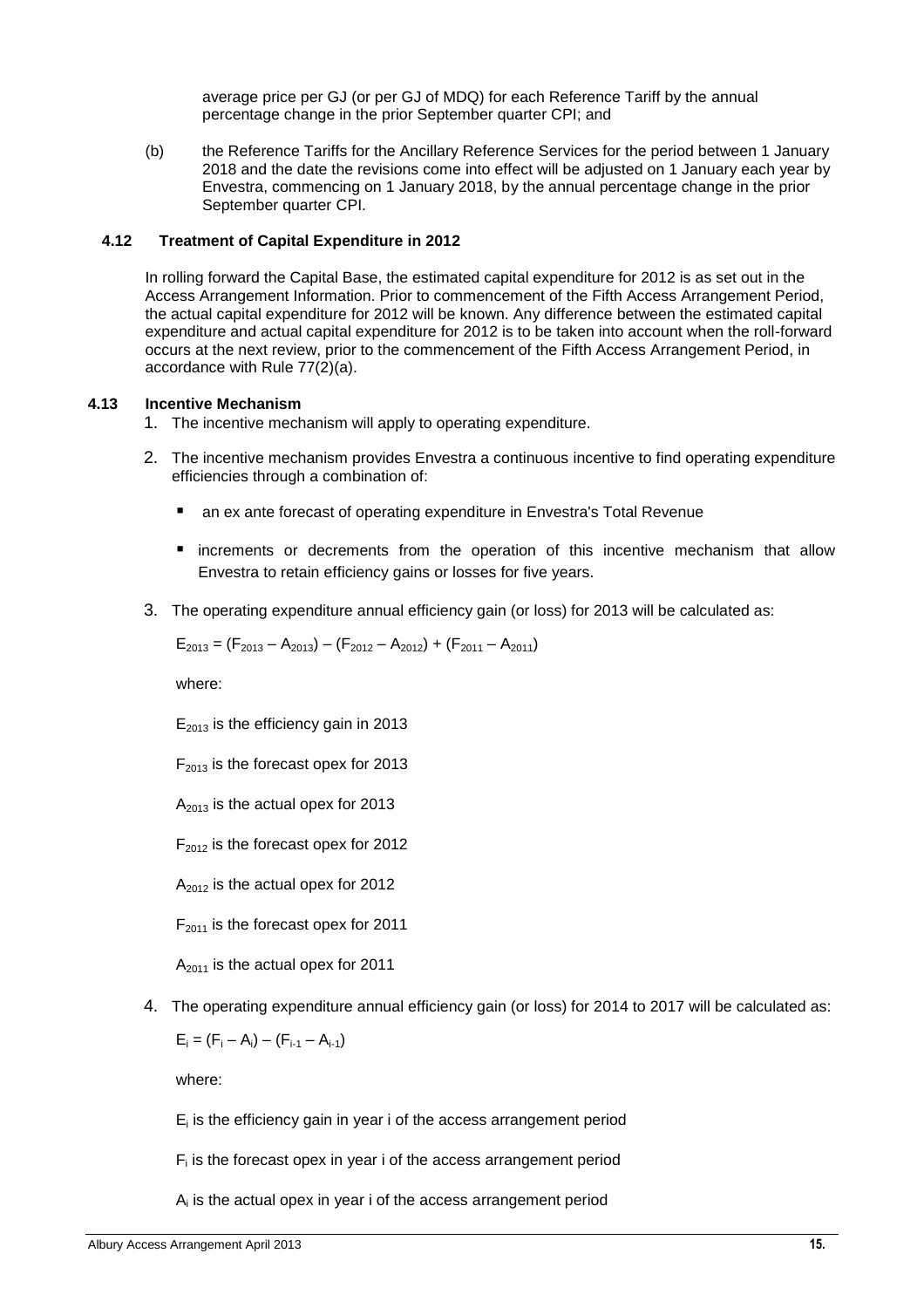average price per GJ (or per GJ of MDQ) for each Reference Tariff by the annual percentage change in the prior September quarter CPI; and

(b) the Reference Tariffs for the Ancillary Reference Services for the period between 1 January 2018 and the date the revisions come into effect will be adjusted on 1 January each year by Envestra, commencing on 1 January 2018, by the annual percentage change in the prior September quarter CPI.

### 4.12 Treatment of Capital Expenditure in 2012

In rolling forward the Capital Base, the estimated capital expenditure for 2012 is as set out in the Access Arrangement Information. Prior to commencement of the Fifth Access Arrangement Period, the actual capital expenditure for 2012 will be known. Any difference between the estimated capital expenditure and actual capital expenditure for 2012 is to be taken into account when the roll-forward occurs at the next review, prior to the commencement of the Fifth Access Arrangement Period, in accordance with Rule 77(2)(a).

### 4.13 Incentive Mechanism

1. The incentive mechanism will apply to operating expenditure.

2. The incentive mechanism provides Envestra a continuous incentive to find operating expenditure efficiencies through a combination of:

   - an ex ante forecast of operating expenditure in Envestra's Total Revenue
   - increments or decrements from the operation of this incentive mechanism that allow Envestra to retain efficiency gains or losses for five years.

3. The operating expenditure annual efficiency gain (or loss) for 2013 will be calculated as:

   $$E_{2013} = (F_{2013} - A_{2013}) - (F_{2012} - A_{2012}) + (F_{2011} - A_{2011})$$

   where:

   $E_{2013}$ is the efficiency gain in 2013

   $F_{2013}$ is the forecast opex for 2013

   $A_{2013}$ is the actual opex for 2013

   $F_{2012}$ is the forecast opex for 2012

   $A_{2012}$ is the actual opex for 2012

   $F_{2011}$ is the forecast opex for 2011

   $A_{2011}$ is the actual opex for 2011

4. The operating expenditure annual efficiency gain (or loss) for 2014 to 2017 will be calculated as:

   $$E_i = (F_i - A_i) - (F_{i-1} - A_{i-1})$$

   where:

   $E_i$ is the efficiency gain in year i of the access arrangement period

   $F_i$ is the forecast opex in year i of the access arrangement period

   $A_i$ is the actual opex in year i of the access arrangement period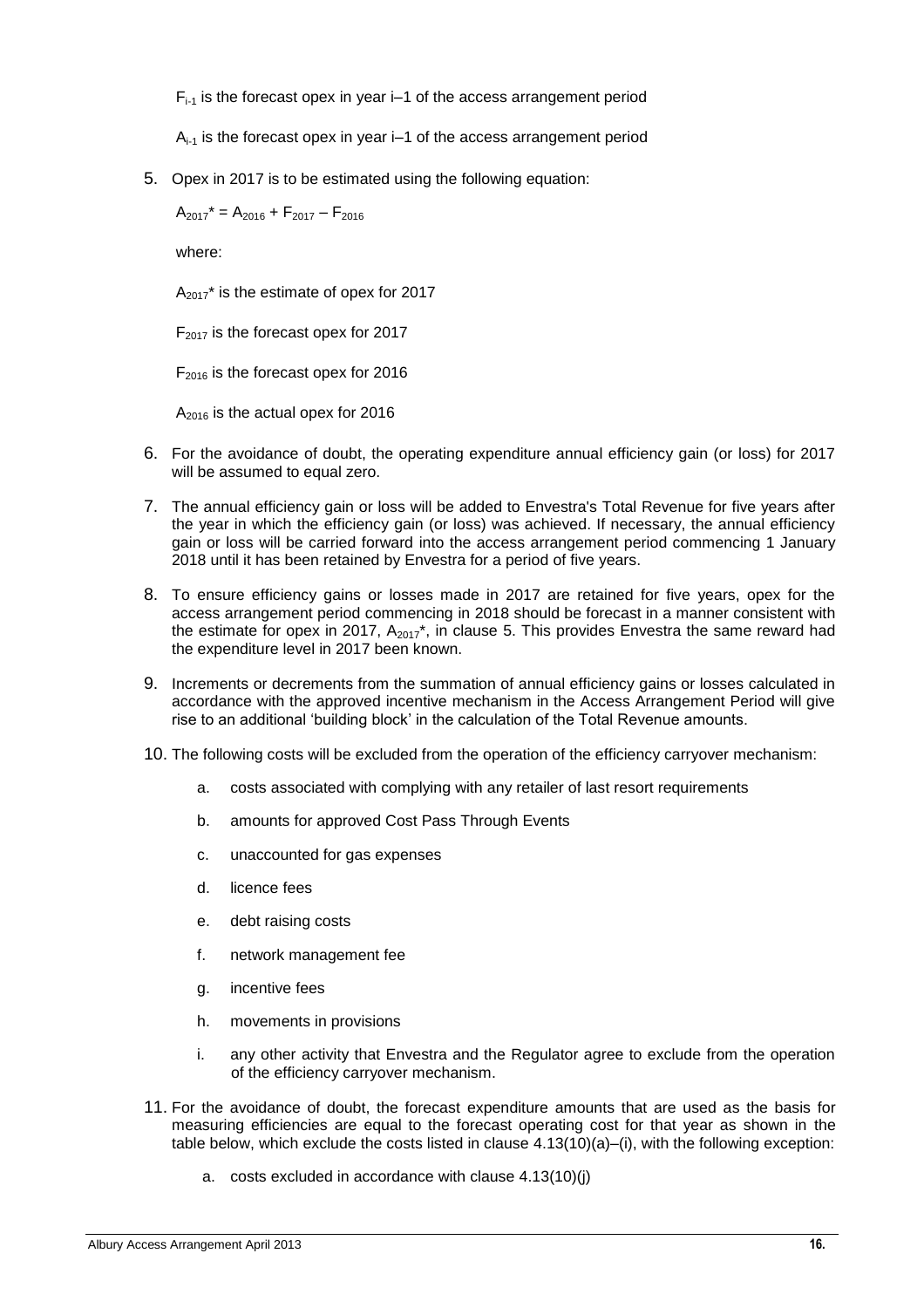$F_{i-1}$ is the forecast opex in year i–1 of the access arrangement period

$A_{i-1}$ is the forecast opex in year i–1 of the access arrangement period

5. Opex in 2017 is to be estimated using the following equation:

   $A_{2017}{}^{*} = A_{2016} + F_{2017} - F_{2016}$

   where:

   $A_{2017}{}^{*}$ is the estimate of opex for 2017

   $F_{2017}$ is the forecast opex for 2017

   $F_{2016}$ is the forecast opex for 2016

   $A_{2016}$ is the actual opex for 2016

6. For the avoidance of doubt, the operating expenditure annual efficiency gain (or loss) for 2017 will be assumed to equal zero.

7. The annual efficiency gain or loss will be added to Envestra's Total Revenue for five years after the year in which the efficiency gain (or loss) was achieved. If necessary, the annual efficiency gain or loss will be carried forward into the access arrangement period commencing 1 January 2018 until it has been retained by Envestra for a period of five years.

8. To ensure efficiency gains or losses made in 2017 are retained for five years, opex for the access arrangement period commencing in 2018 should be forecast in a manner consistent with the estimate for opex in 2017, $A_{2017}{}^{*}$, in clause 5. This provides Envestra the same reward had the expenditure level in 2017 been known.

9. Increments or decrements from the summation of annual efficiency gains or losses calculated in accordance with the approved incentive mechanism in the Access Arrangement Period will give rise to an additional 'building block' in the calculation of the Total Revenue amounts.

10. The following costs will be excluded from the operation of the efficiency carryover mechanism:

    a. costs associated with complying with any retailer of last resort requirements

    b. amounts for approved Cost Pass Through Events

    c. unaccounted for gas expenses

    d. licence fees

    e. debt raising costs

    f. network management fee

    g. incentive fees

    h. movements in provisions

    i. any other activity that Envestra and the Regulator agree to exclude from the operation of the efficiency carryover mechanism.

11. For the avoidance of doubt, the forecast expenditure amounts that are used as the basis for measuring efficiencies are equal to the forecast operating cost for that year as shown in the table below, which exclude the costs listed in clause 4.13(10)(a)–(i), with the following exception:

    a. costs excluded in accordance with clause 4.13(10)(j)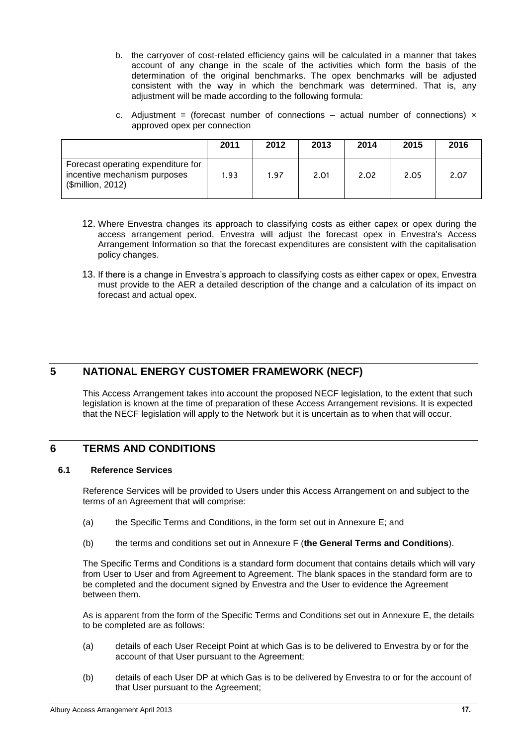b. the carryover of cost-related efficiency gains will be calculated in a manner that takes account of any change in the scale of the activities which form the basis of the determination of the original benchmarks. The opex benchmarks will be adjusted consistent with the way in which the benchmark was determined. That is, any adjustment will be made according to the following formula:

c. Adjustment = (forecast number of connections – actual number of connections) × approved opex per connection

| | 2011 | 2012 | 2013 | 2014 | 2015 | 2016 |
|---|---|---|---|---|---|---|
| Forecast operating expenditure for incentive mechanism purposes ($million, 2012) | 1.93 | 1.97 | 2.01 | 2.02 | 2.05 | 2.07 |

12. Where Envestra changes its approach to classifying costs as either capex or opex during the access arrangement period, Envestra will adjust the forecast opex in Envestra's Access Arrangement Information so that the forecast expenditures are consistent with the capitalisation policy changes.

13. If there is a change in Envestra's approach to classifying costs as either capex or opex, Envestra must provide to the AER a detailed description of the change and a calculation of its impact on forecast and actual opex.

# 5 NATIONAL ENERGY CUSTOMER FRAMEWORK (NECF)

This Access Arrangement takes into account the proposed NECF legislation, to the extent that such legislation is known at the time of preparation of these Access Arrangement revisions. It is expected that the NECF legislation will apply to the Network but it is uncertain as to when that will occur.

# 6 TERMS AND CONDITIONS

## 6.1 Reference Services

Reference Services will be provided to Users under this Access Arrangement on and subject to the terms of an Agreement that will comprise:

(a) the Specific Terms and Conditions, in the form set out in Annexure E; and

(b) the terms and conditions set out in Annexure F (**the General Terms and Conditions**).

The Specific Terms and Conditions is a standard form document that contains details which will vary from User to User and from Agreement to Agreement. The blank spaces in the standard form are to be completed and the document signed by Envestra and the User to evidence the Agreement between them.

As is apparent from the form of the Specific Terms and Conditions set out in Annexure E, the details to be completed are as follows:

(a) details of each User Receipt Point at which Gas is to be delivered to Envestra by or for the account of that User pursuant to the Agreement;

(b) details of each User DP at which Gas is to be delivered by Envestra to or for the account of that User pursuant to the Agreement;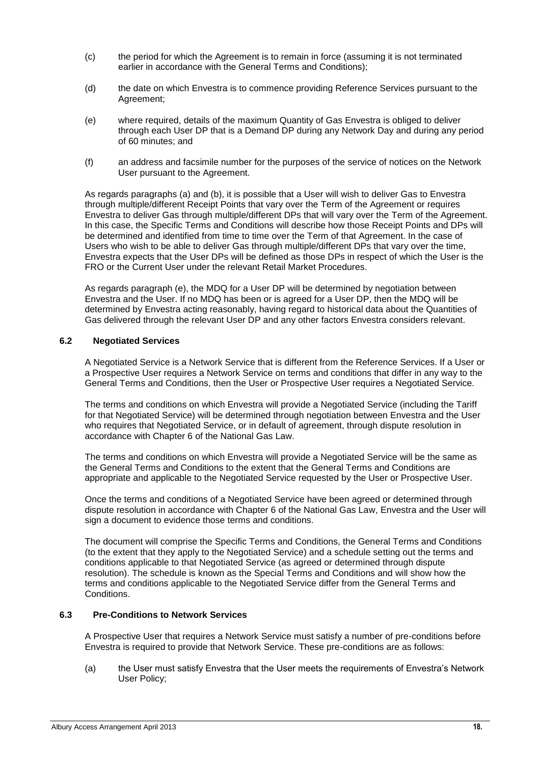(c) the period for which the Agreement is to remain in force (assuming it is not terminated earlier in accordance with the General Terms and Conditions);

(d) the date on which Envestra is to commence providing Reference Services pursuant to the Agreement;

(e) where required, details of the maximum Quantity of Gas Envestra is obliged to deliver through each User DP that is a Demand DP during any Network Day and during any period of 60 minutes; and

(f) an address and facsimile number for the purposes of the service of notices on the Network User pursuant to the Agreement.

As regards paragraphs (a) and (b), it is possible that a User will wish to deliver Gas to Envestra through multiple/different Receipt Points that vary over the Term of the Agreement or requires Envestra to deliver Gas through multiple/different DPs that will vary over the Term of the Agreement. In this case, the Specific Terms and Conditions will describe how those Receipt Points and DPs will be determined and identified from time to time over the Term of that Agreement. In the case of Users who wish to be able to deliver Gas through multiple/different DPs that vary over the time, Envestra expects that the User DPs will be defined as those DPs in respect of which the User is the FRO or the Current User under the relevant Retail Market Procedures.

As regards paragraph (e), the MDQ for a User DP will be determined by negotiation between Envestra and the User. If no MDQ has been or is agreed for a User DP, then the MDQ will be determined by Envestra acting reasonably, having regard to historical data about the Quantities of Gas delivered through the relevant User DP and any other factors Envestra considers relevant.

### 6.2 Negotiated Services

A Negotiated Service is a Network Service that is different from the Reference Services. If a User or a Prospective User requires a Network Service on terms and conditions that differ in any way to the General Terms and Conditions, then the User or Prospective User requires a Negotiated Service.

The terms and conditions on which Envestra will provide a Negotiated Service (including the Tariff for that Negotiated Service) will be determined through negotiation between Envestra and the User who requires that Negotiated Service, or in default of agreement, through dispute resolution in accordance with Chapter 6 of the National Gas Law.

The terms and conditions on which Envestra will provide a Negotiated Service will be the same as the General Terms and Conditions to the extent that the General Terms and Conditions are appropriate and applicable to the Negotiated Service requested by the User or Prospective User.

Once the terms and conditions of a Negotiated Service have been agreed or determined through dispute resolution in accordance with Chapter 6 of the National Gas Law, Envestra and the User will sign a document to evidence those terms and conditions.

The document will comprise the Specific Terms and Conditions, the General Terms and Conditions (to the extent that they apply to the Negotiated Service) and a schedule setting out the terms and conditions applicable to that Negotiated Service (as agreed or determined through dispute resolution). The schedule is known as the Special Terms and Conditions and will show how the terms and conditions applicable to the Negotiated Service differ from the General Terms and Conditions.

### 6.3 Pre-Conditions to Network Services

A Prospective User that requires a Network Service must satisfy a number of pre-conditions before Envestra is required to provide that Network Service. These pre-conditions are as follows:

(a) the User must satisfy Envestra that the User meets the requirements of Envestra's Network User Policy;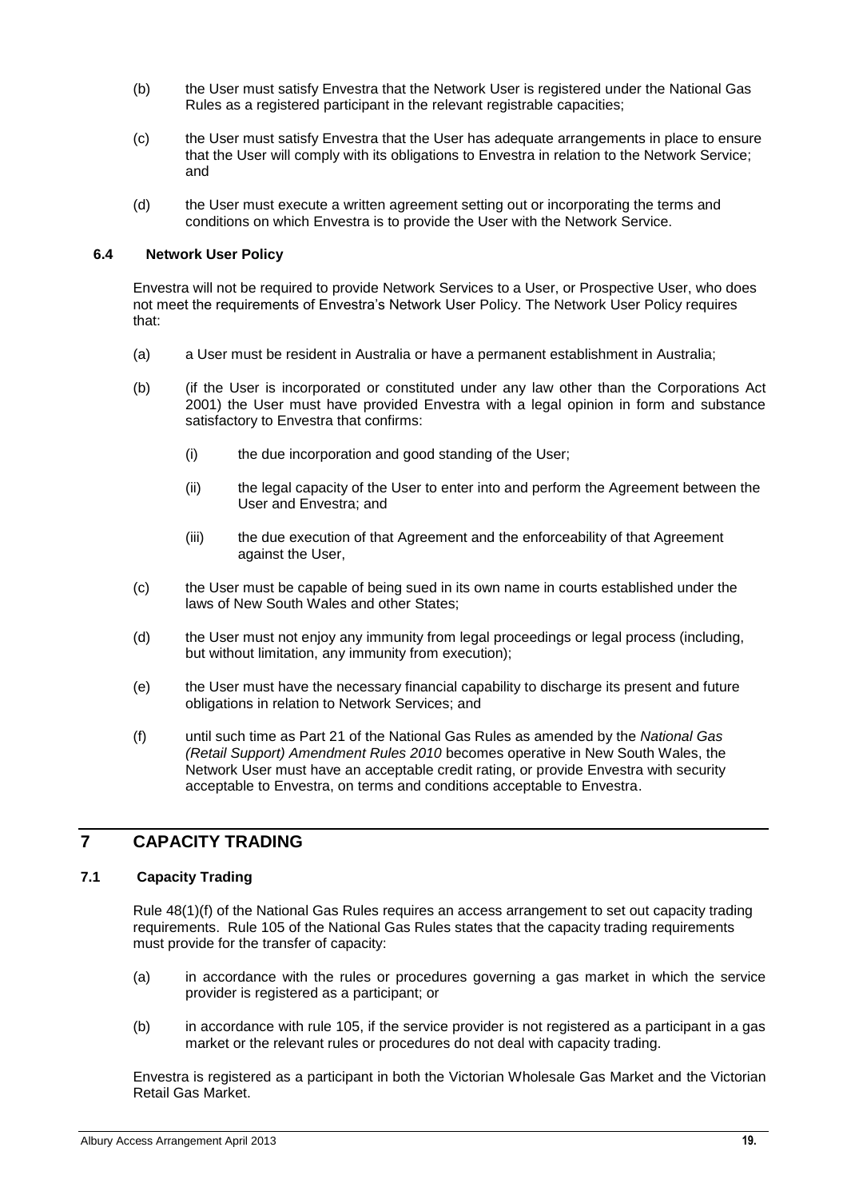(b) the User must satisfy Envestra that the Network User is registered under the National Gas Rules as a registered participant in the relevant registrable capacities;

(c) the User must satisfy Envestra that the User has adequate arrangements in place to ensure that the User will comply with its obligations to Envestra in relation to the Network Service; and

(d) the User must execute a written agreement setting out or incorporating the terms and conditions on which Envestra is to provide the User with the Network Service.

### 6.4 Network User Policy

Envestra will not be required to provide Network Services to a User, or Prospective User, who does not meet the requirements of Envestra's Network User Policy. The Network User Policy requires that:

(a) a User must be resident in Australia or have a permanent establishment in Australia;

(b) (if the User is incorporated or constituted under any law other than the Corporations Act 2001) the User must have provided Envestra with a legal opinion in form and substance satisfactory to Envestra that confirms:

  (i) the due incorporation and good standing of the User;

  (ii) the legal capacity of the User to enter into and perform the Agreement between the User and Envestra; and

  (iii) the due execution of that Agreement and the enforceability of that Agreement against the User,

(c) the User must be capable of being sued in its own name in courts established under the laws of New South Wales and other States;

(d) the User must not enjoy any immunity from legal proceedings or legal process (including, but without limitation, any immunity from execution);

(e) the User must have the necessary financial capability to discharge its present and future obligations in relation to Network Services; and

(f) until such time as Part 21 of the National Gas Rules as amended by the *National Gas (Retail Support) Amendment Rules 2010* becomes operative in New South Wales, the Network User must have an acceptable credit rating, or provide Envestra with security acceptable to Envestra, on terms and conditions acceptable to Envestra.

## 7 CAPACITY TRADING

### 7.1 Capacity Trading

Rule 48(1)(f) of the National Gas Rules requires an access arrangement to set out capacity trading requirements. Rule 105 of the National Gas Rules states that the capacity trading requirements must provide for the transfer of capacity:

(a) in accordance with the rules or procedures governing a gas market in which the service provider is registered as a participant; or

(b) in accordance with rule 105, if the service provider is not registered as a participant in a gas market or the relevant rules or procedures do not deal with capacity trading.

Envestra is registered as a participant in both the Victorian Wholesale Gas Market and the Victorian Retail Gas Market.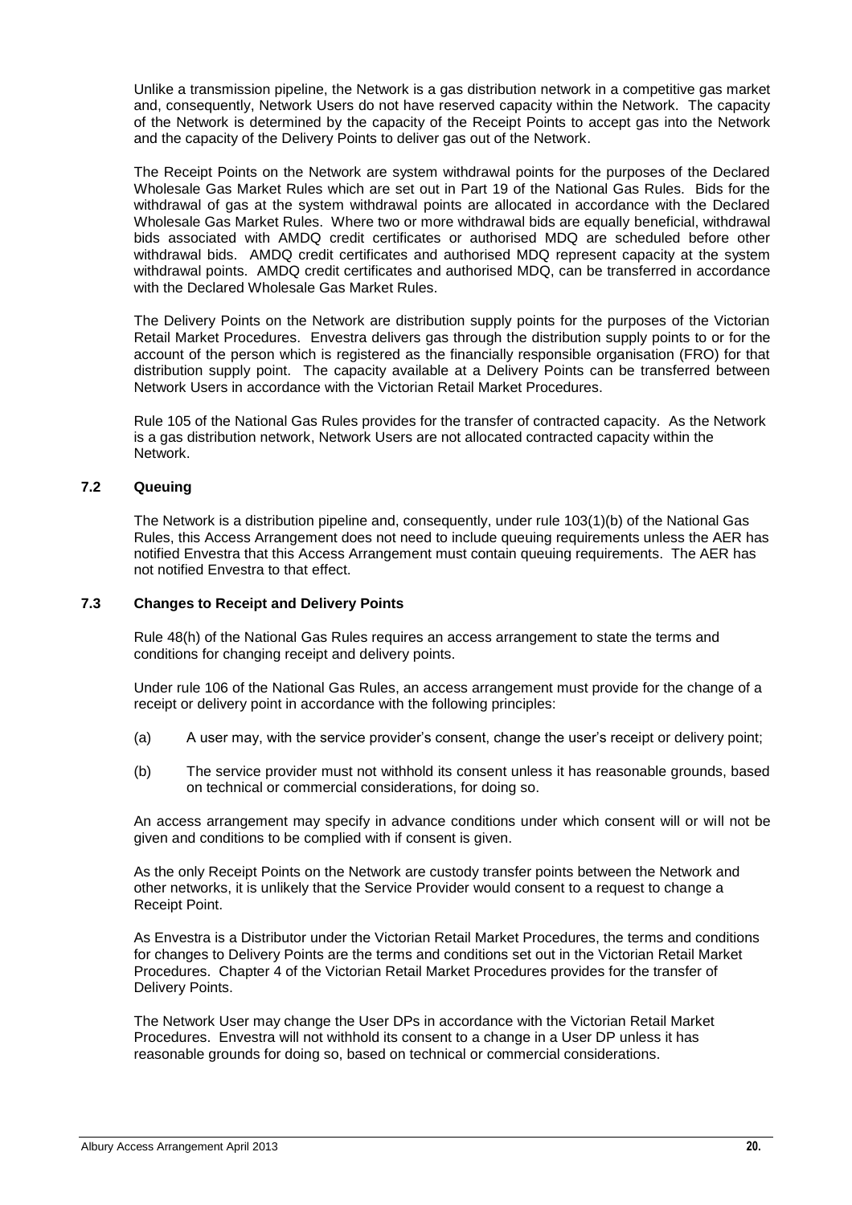Unlike a transmission pipeline, the Network is a gas distribution network in a competitive gas market and, consequently, Network Users do not have reserved capacity within the Network. The capacity of the Network is determined by the capacity of the Receipt Points to accept gas into the Network and the capacity of the Delivery Points to deliver gas out of the Network.

The Receipt Points on the Network are system withdrawal points for the purposes of the Declared Wholesale Gas Market Rules which are set out in Part 19 of the National Gas Rules. Bids for the withdrawal of gas at the system withdrawal points are allocated in accordance with the Declared Wholesale Gas Market Rules. Where two or more withdrawal bids are equally beneficial, withdrawal bids associated with AMDQ credit certificates or authorised MDQ are scheduled before other withdrawal bids. AMDQ credit certificates and authorised MDQ represent capacity at the system withdrawal points. AMDQ credit certificates and authorised MDQ, can be transferred in accordance with the Declared Wholesale Gas Market Rules.

The Delivery Points on the Network are distribution supply points for the purposes of the Victorian Retail Market Procedures. Envestra delivers gas through the distribution supply points to or for the account of the person which is registered as the financially responsible organisation (FRO) for that distribution supply point. The capacity available at a Delivery Points can be transferred between Network Users in accordance with the Victorian Retail Market Procedures.

Rule 105 of the National Gas Rules provides for the transfer of contracted capacity. As the Network is a gas distribution network, Network Users are not allocated contracted capacity within the Network.

### 7.2 Queuing

The Network is a distribution pipeline and, consequently, under rule 103(1)(b) of the National Gas Rules, this Access Arrangement does not need to include queuing requirements unless the AER has notified Envestra that this Access Arrangement must contain queuing requirements. The AER has not notified Envestra to that effect.

### 7.3 Changes to Receipt and Delivery Points

Rule 48(h) of the National Gas Rules requires an access arrangement to state the terms and conditions for changing receipt and delivery points.

Under rule 106 of the National Gas Rules, an access arrangement must provide for the change of a receipt or delivery point in accordance with the following principles:

(a) A user may, with the service provider's consent, change the user's receipt or delivery point;

(b) The service provider must not withhold its consent unless it has reasonable grounds, based on technical or commercial considerations, for doing so.

An access arrangement may specify in advance conditions under which consent will or will not be given and conditions to be complied with if consent is given.

As the only Receipt Points on the Network are custody transfer points between the Network and other networks, it is unlikely that the Service Provider would consent to a request to change a Receipt Point.

As Envestra is a Distributor under the Victorian Retail Market Procedures, the terms and conditions for changes to Delivery Points are the terms and conditions set out in the Victorian Retail Market Procedures. Chapter 4 of the Victorian Retail Market Procedures provides for the transfer of Delivery Points.

The Network User may change the User DPs in accordance with the Victorian Retail Market Procedures. Envestra will not withhold its consent to a change in a User DP unless it has reasonable grounds for doing so, based on technical or commercial considerations.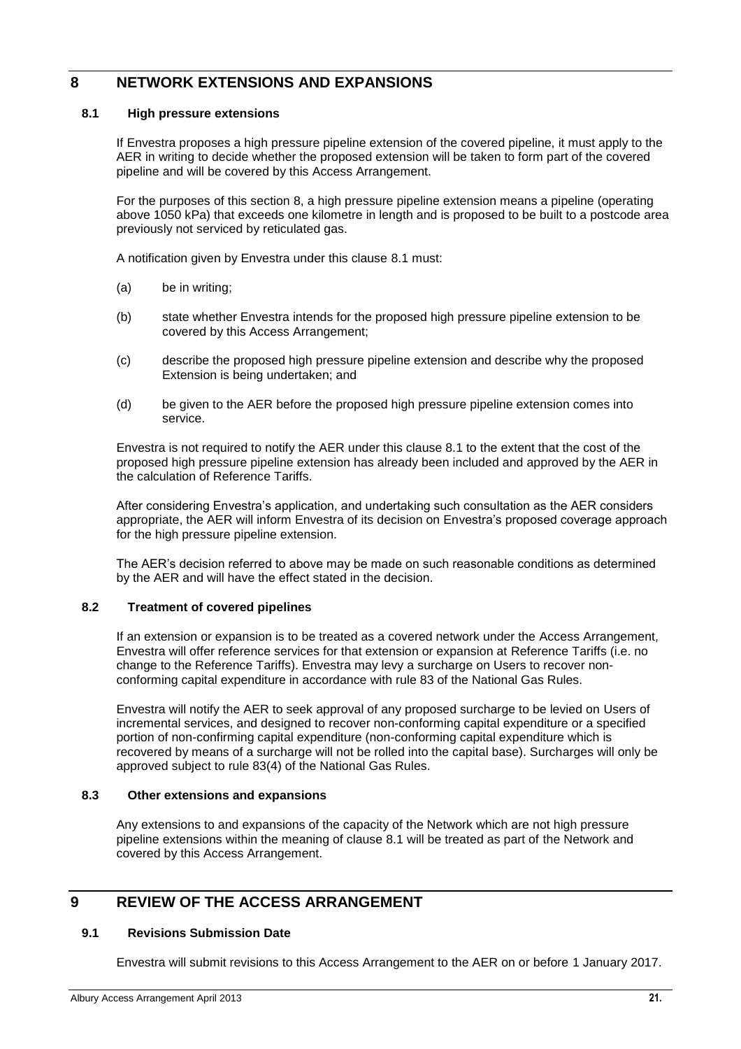# 8 NETWORK EXTENSIONS AND EXPANSIONS

## 8.1 High pressure extensions

If Envestra proposes a high pressure pipeline extension of the covered pipeline, it must apply to the AER in writing to decide whether the proposed extension will be taken to form part of the covered pipeline and will be covered by this Access Arrangement.

For the purposes of this section 8, a high pressure pipeline extension means a pipeline (operating above 1050 kPa) that exceeds one kilometre in length and is proposed to be built to a postcode area previously not serviced by reticulated gas.

A notification given by Envestra under this clause 8.1 must:

(a) be in writing;

(b) state whether Envestra intends for the proposed high pressure pipeline extension to be covered by this Access Arrangement;

(c) describe the proposed high pressure pipeline extension and describe why the proposed Extension is being undertaken; and

(d) be given to the AER before the proposed high pressure pipeline extension comes into service.

Envestra is not required to notify the AER under this clause 8.1 to the extent that the cost of the proposed high pressure pipeline extension has already been included and approved by the AER in the calculation of Reference Tariffs.

After considering Envestra's application, and undertaking such consultation as the AER considers appropriate, the AER will inform Envestra of its decision on Envestra's proposed coverage approach for the high pressure pipeline extension.

The AER's decision referred to above may be made on such reasonable conditions as determined by the AER and will have the effect stated in the decision.

## 8.2 Treatment of covered pipelines

If an extension or expansion is to be treated as a covered network under the Access Arrangement, Envestra will offer reference services for that extension or expansion at Reference Tariffs (i.e. no change to the Reference Tariffs). Envestra may levy a surcharge on Users to recover non-conforming capital expenditure in accordance with rule 83 of the National Gas Rules.

Envestra will notify the AER to seek approval of any proposed surcharge to be levied on Users of incremental services, and designed to recover non-conforming capital expenditure or a specified portion of non-confirming capital expenditure (non-conforming capital expenditure which is recovered by means of a surcharge will not be rolled into the capital base). Surcharges will only be approved subject to rule 83(4) of the National Gas Rules.

## 8.3 Other extensions and expansions

Any extensions to and expansions of the capacity of the Network which are not high pressure pipeline extensions within the meaning of clause 8.1 will be treated as part of the Network and covered by this Access Arrangement.

# 9 REVIEW OF THE ACCESS ARRANGEMENT

## 9.1 Revisions Submission Date

Envestra will submit revisions to this Access Arrangement to the AER on or before 1 January 2017.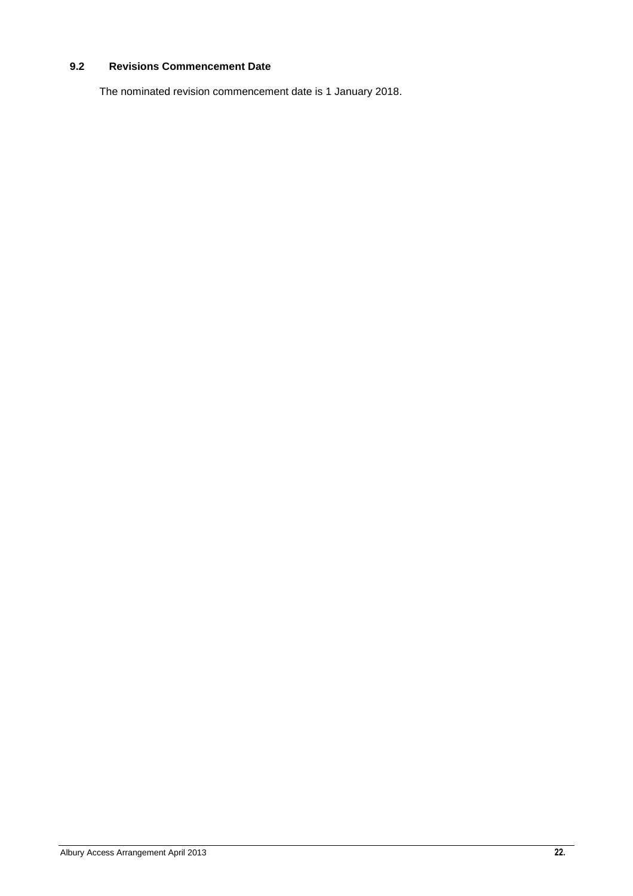### 9.2 Revisions Commencement Date

The nominated revision commencement date is 1 January 2018.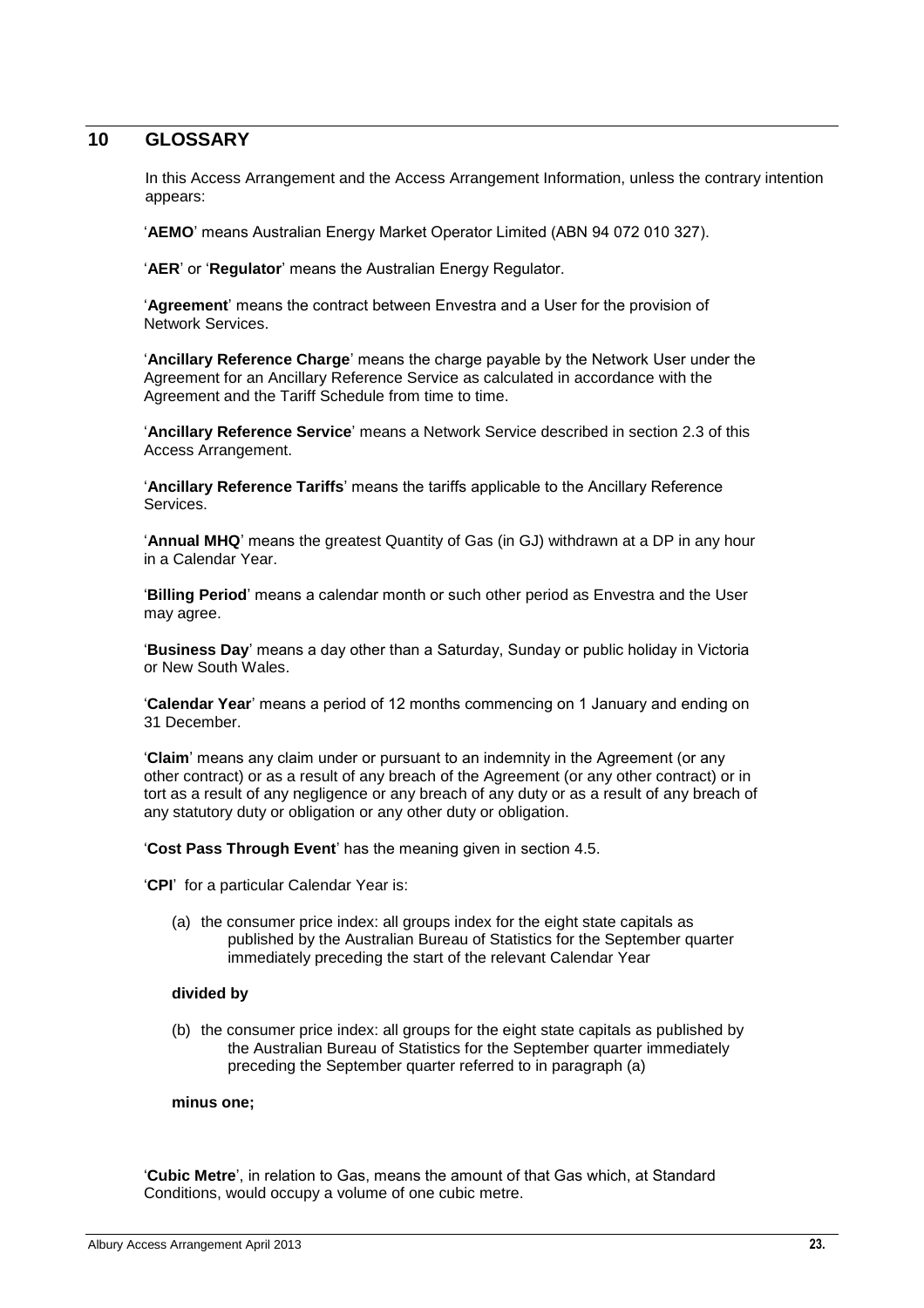## 10 GLOSSARY

In this Access Arrangement and the Access Arrangement Information, unless the contrary intention appears:

'**AEMO**' means Australian Energy Market Operator Limited (ABN 94 072 010 327).

'**AER**' or '**Regulator**' means the Australian Energy Regulator.

'**Agreement**' means the contract between Envestra and a User for the provision of Network Services.

'**Ancillary Reference Charge**' means the charge payable by the Network User under the Agreement for an Ancillary Reference Service as calculated in accordance with the Agreement and the Tariff Schedule from time to time.

'**Ancillary Reference Service**' means a Network Service described in section 2.3 of this Access Arrangement.

'**Ancillary Reference Tariffs**' means the tariffs applicable to the Ancillary Reference Services.

'**Annual MHQ**' means the greatest Quantity of Gas (in GJ) withdrawn at a DP in any hour in a Calendar Year.

'**Billing Period**' means a calendar month or such other period as Envestra and the User may agree.

'**Business Day**' means a day other than a Saturday, Sunday or public holiday in Victoria or New South Wales.

'**Calendar Year**' means a period of 12 months commencing on 1 January and ending on 31 December.

'**Claim**' means any claim under or pursuant to an indemnity in the Agreement (or any other contract) or as a result of any breach of the Agreement (or any other contract) or in tort as a result of any negligence or any breach of any duty or as a result of any breach of any statutory duty or obligation or any other duty or obligation.

'**Cost Pass Through Event**' has the meaning given in section 4.5.

'**CPI**' for a particular Calendar Year is:

(a) the consumer price index: all groups index for the eight state capitals as published by the Australian Bureau of Statistics for the September quarter immediately preceding the start of the relevant Calendar Year

**divided by**

(b) the consumer price index: all groups for the eight state capitals as published by the Australian Bureau of Statistics for the September quarter immediately preceding the September quarter referred to in paragraph (a)

**minus one;**

'**Cubic Metre**', in relation to Gas, means the amount of that Gas which, at Standard Conditions, would occupy a volume of one cubic metre.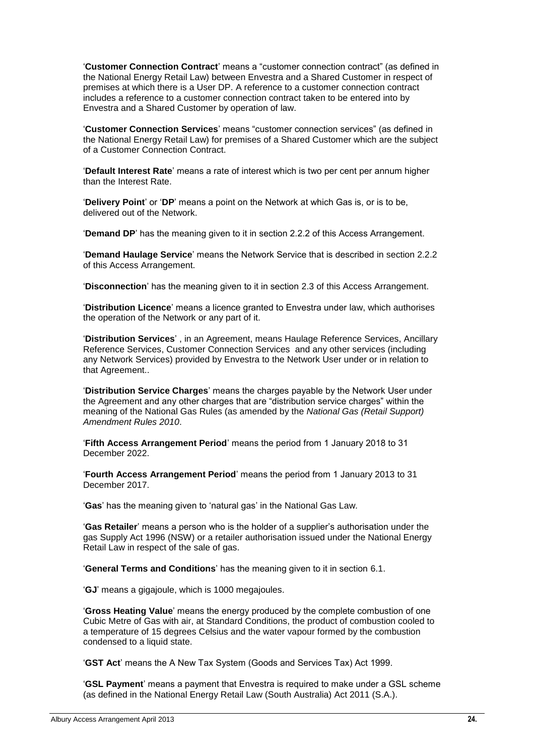'**Customer Connection Contract**' means a "customer connection contract" (as defined in the National Energy Retail Law) between Envestra and a Shared Customer in respect of premises at which there is a User DP. A reference to a customer connection contract includes a reference to a customer connection contract taken to be entered into by Envestra and a Shared Customer by operation of law.

'**Customer Connection Services**' means "customer connection services" (as defined in the National Energy Retail Law) for premises of a Shared Customer which are the subject of a Customer Connection Contract.

'**Default Interest Rate**' means a rate of interest which is two per cent per annum higher than the Interest Rate.

'**Delivery Point**' or '**DP**' means a point on the Network at which Gas is, or is to be, delivered out of the Network.

'**Demand DP**' has the meaning given to it in section 2.2.2 of this Access Arrangement.

'**Demand Haulage Service**' means the Network Service that is described in section 2.2.2 of this Access Arrangement.

'**Disconnection**' has the meaning given to it in section 2.3 of this Access Arrangement.

'**Distribution Licence**' means a licence granted to Envestra under law, which authorises the operation of the Network or any part of it.

'**Distribution Services**' , in an Agreement, means Haulage Reference Services, Ancillary Reference Services, Customer Connection Services and any other services (including any Network Services) provided by Envestra to the Network User under or in relation to that Agreement..

'**Distribution Service Charges**' means the charges payable by the Network User under the Agreement and any other charges that are "distribution service charges" within the meaning of the National Gas Rules (as amended by the *National Gas (Retail Support) Amendment Rules 2010*.

'**Fifth Access Arrangement Period**' means the period from 1 January 2018 to 31 December 2022.

'**Fourth Access Arrangement Period**' means the period from 1 January 2013 to 31 December 2017.

'**Gas**' has the meaning given to 'natural gas' in the National Gas Law.

'**Gas Retailer**' means a person who is the holder of a supplier's authorisation under the gas Supply Act 1996 (NSW) or a retailer authorisation issued under the National Energy Retail Law in respect of the sale of gas.

'**General Terms and Conditions**' has the meaning given to it in section 6.1.

'**GJ**' means a gigajoule, which is 1000 megajoules.

'**Gross Heating Value**' means the energy produced by the complete combustion of one Cubic Metre of Gas with air, at Standard Conditions, the product of combustion cooled to a temperature of 15 degrees Celsius and the water vapour formed by the combustion condensed to a liquid state.

'**GST Act**' means the A New Tax System (Goods and Services Tax) Act 1999.

'**GSL Payment**' means a payment that Envestra is required to make under a GSL scheme (as defined in the National Energy Retail Law (South Australia) Act 2011 (S.A.).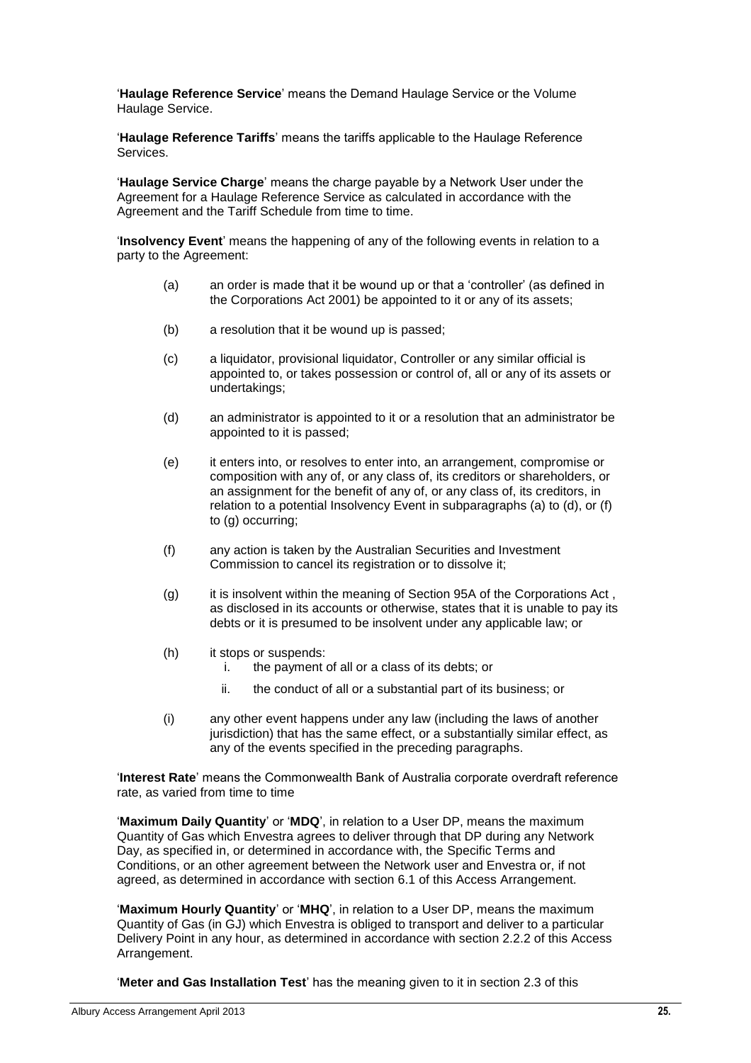'**Haulage Reference Service**' means the Demand Haulage Service or the Volume Haulage Service.

'**Haulage Reference Tariffs**' means the tariffs applicable to the Haulage Reference Services.

'**Haulage Service Charge**' means the charge payable by a Network User under the Agreement for a Haulage Reference Service as calculated in accordance with the Agreement and the Tariff Schedule from time to time.

'**Insolvency Event**' means the happening of any of the following events in relation to a party to the Agreement:

(a) an order is made that it be wound up or that a 'controller' (as defined in the Corporations Act 2001) be appointed to it or any of its assets;

(b) a resolution that it be wound up is passed;

(c) a liquidator, provisional liquidator, Controller or any similar official is appointed to, or takes possession or control of, all or any of its assets or undertakings;

(d) an administrator is appointed to it or a resolution that an administrator be appointed to it is passed;

(e) it enters into, or resolves to enter into, an arrangement, compromise or composition with any of, or any class of, its creditors or shareholders, or an assignment for the benefit of any of, or any class of, its creditors, in relation to a potential Insolvency Event in subparagraphs (a) to (d), or (f) to (g) occurring;

(f) any action is taken by the Australian Securities and Investment Commission to cancel its registration or to dissolve it;

(g) it is insolvent within the meaning of Section 95A of the Corporations Act , as disclosed in its accounts or otherwise, states that it is unable to pay its debts or it is presumed to be insolvent under any applicable law; or

(h) it stops or suspends:
   i. the payment of all or a class of its debts; or
   ii. the conduct of all or a substantial part of its business; or

(i) any other event happens under any law (including the laws of another jurisdiction) that has the same effect, or a substantially similar effect, as any of the events specified in the preceding paragraphs.

'**Interest Rate**' means the Commonwealth Bank of Australia corporate overdraft reference rate, as varied from time to time

'**Maximum Daily Quantity**' or '**MDQ**', in relation to a User DP, means the maximum Quantity of Gas which Envestra agrees to deliver through that DP during any Network Day, as specified in, or determined in accordance with, the Specific Terms and Conditions, or an other agreement between the Network user and Envestra or, if not agreed, as determined in accordance with section 6.1 of this Access Arrangement.

'**Maximum Hourly Quantity**' or '**MHQ**', in relation to a User DP, means the maximum Quantity of Gas (in GJ) which Envestra is obliged to transport and deliver to a particular Delivery Point in any hour, as determined in accordance with section 2.2.2 of this Access Arrangement.

'**Meter and Gas Installation Test**' has the meaning given to it in section 2.3 of this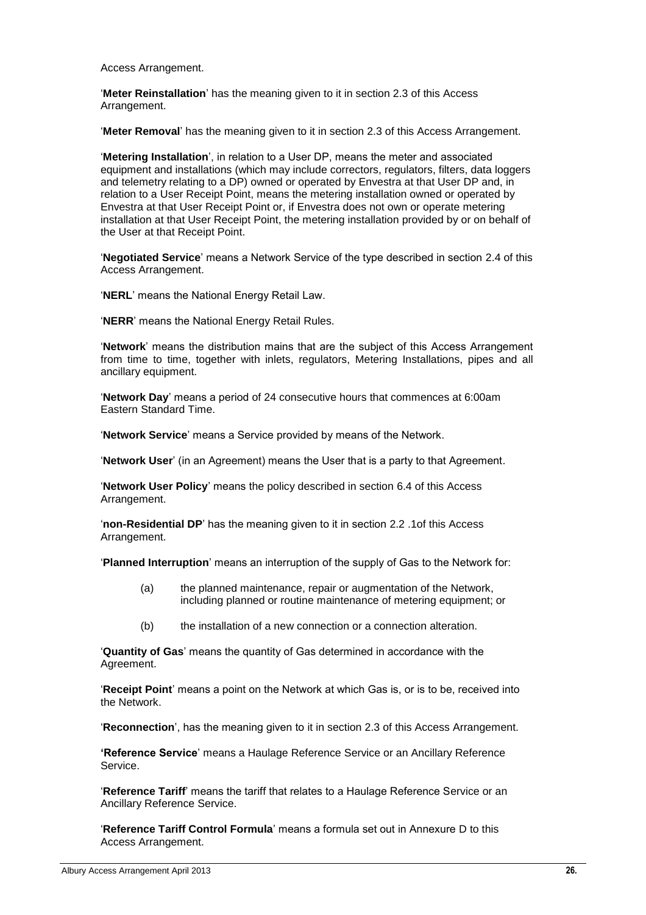Access Arrangement.

'**Meter Reinstallation**' has the meaning given to it in section 2.3 of this Access Arrangement.

'**Meter Removal**' has the meaning given to it in section 2.3 of this Access Arrangement.

'**Metering Installation**', in relation to a User DP, means the meter and associated equipment and installations (which may include correctors, regulators, filters, data loggers and telemetry relating to a DP) owned or operated by Envestra at that User DP and, in relation to a User Receipt Point, means the metering installation owned or operated by Envestra at that User Receipt Point or, if Envestra does not own or operate metering installation at that User Receipt Point, the metering installation provided by or on behalf of the User at that Receipt Point.

'**Negotiated Service**' means a Network Service of the type described in section 2.4 of this Access Arrangement.

'**NERL**' means the National Energy Retail Law.

'**NERR**' means the National Energy Retail Rules.

'**Network**' means the distribution mains that are the subject of this Access Arrangement from time to time, together with inlets, regulators, Metering Installations, pipes and all ancillary equipment.

'**Network Day**' means a period of 24 consecutive hours that commences at 6:00am Eastern Standard Time.

'**Network Service**' means a Service provided by means of the Network.

'**Network User**' (in an Agreement) means the User that is a party to that Agreement.

'**Network User Policy**' means the policy described in section 6.4 of this Access Arrangement.

'**non-Residential DP**' has the meaning given to it in section 2.2 .1of this Access Arrangement.

'**Planned Interruption**' means an interruption of the supply of Gas to the Network for:

(a) the planned maintenance, repair or augmentation of the Network, including planned or routine maintenance of metering equipment; or

(b) the installation of a new connection or a connection alteration.

'**Quantity of Gas**' means the quantity of Gas determined in accordance with the Agreement.

'**Receipt Point**' means a point on the Network at which Gas is, or is to be, received into the Network.

'**Reconnection**', has the meaning given to it in section 2.3 of this Access Arrangement.

**'Reference Service**' means a Haulage Reference Service or an Ancillary Reference Service.

'**Reference Tariff**' means the tariff that relates to a Haulage Reference Service or an Ancillary Reference Service.

'**Reference Tariff Control Formula**' means a formula set out in Annexure D to this Access Arrangement.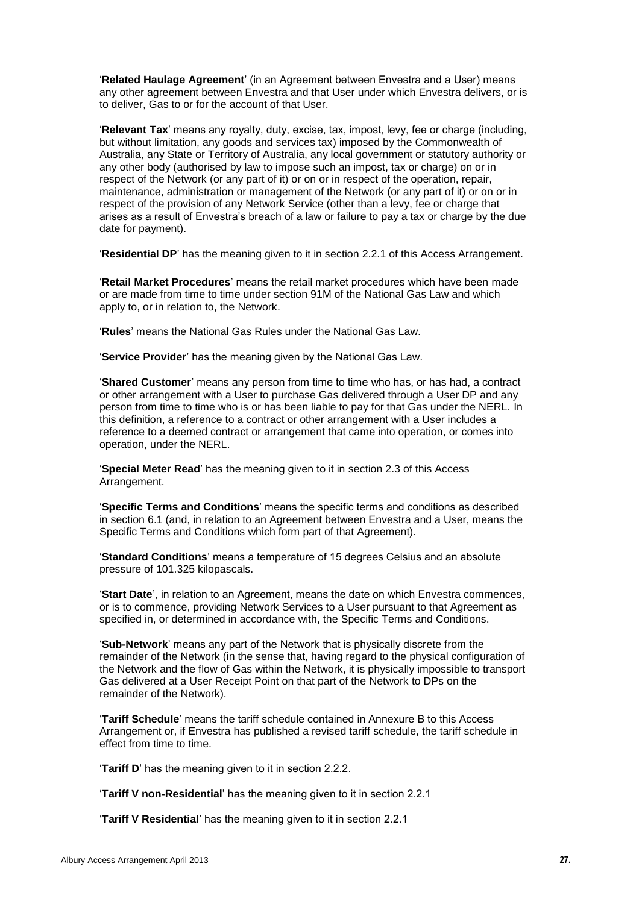'**Related Haulage Agreement**' (in an Agreement between Envestra and a User) means any other agreement between Envestra and that User under which Envestra delivers, or is to deliver, Gas to or for the account of that User.

'**Relevant Tax**' means any royalty, duty, excise, tax, impost, levy, fee or charge (including, but without limitation, any goods and services tax) imposed by the Commonwealth of Australia, any State or Territory of Australia, any local government or statutory authority or any other body (authorised by law to impose such an impost, tax or charge) on or in respect of the Network (or any part of it) or on or in respect of the operation, repair, maintenance, administration or management of the Network (or any part of it) or on or in respect of the provision of any Network Service (other than a levy, fee or charge that arises as a result of Envestra's breach of a law or failure to pay a tax or charge by the due date for payment).

'**Residential DP**' has the meaning given to it in section 2.2.1 of this Access Arrangement.

'**Retail Market Procedures**' means the retail market procedures which have been made or are made from time to time under section 91M of the National Gas Law and which apply to, or in relation to, the Network.

'**Rules**' means the National Gas Rules under the National Gas Law.

'**Service Provider**' has the meaning given by the National Gas Law.

'**Shared Customer**' means any person from time to time who has, or has had, a contract or other arrangement with a User to purchase Gas delivered through a User DP and any person from time to time who is or has been liable to pay for that Gas under the NERL. In this definition, a reference to a contract or other arrangement with a User includes a reference to a deemed contract or arrangement that came into operation, or comes into operation, under the NERL.

'**Special Meter Read**' has the meaning given to it in section 2.3 of this Access Arrangement.

'**Specific Terms and Conditions**' means the specific terms and conditions as described in section 6.1 (and, in relation to an Agreement between Envestra and a User, means the Specific Terms and Conditions which form part of that Agreement).

'**Standard Conditions**' means a temperature of 15 degrees Celsius and an absolute pressure of 101.325 kilopascals.

'**Start Date**', in relation to an Agreement, means the date on which Envestra commences, or is to commence, providing Network Services to a User pursuant to that Agreement as specified in, or determined in accordance with, the Specific Terms and Conditions.

'**Sub-Network**' means any part of the Network that is physically discrete from the remainder of the Network (in the sense that, having regard to the physical configuration of the Network and the flow of Gas within the Network, it is physically impossible to transport Gas delivered at a User Receipt Point on that part of the Network to DPs on the remainder of the Network).

'**Tariff Schedule**' means the tariff schedule contained in Annexure B to this Access Arrangement or, if Envestra has published a revised tariff schedule, the tariff schedule in effect from time to time.

'**Tariff D**' has the meaning given to it in section 2.2.2.

'**Tariff V non-Residential**' has the meaning given to it in section 2.2.1

'**Tariff V Residential**' has the meaning given to it in section 2.2.1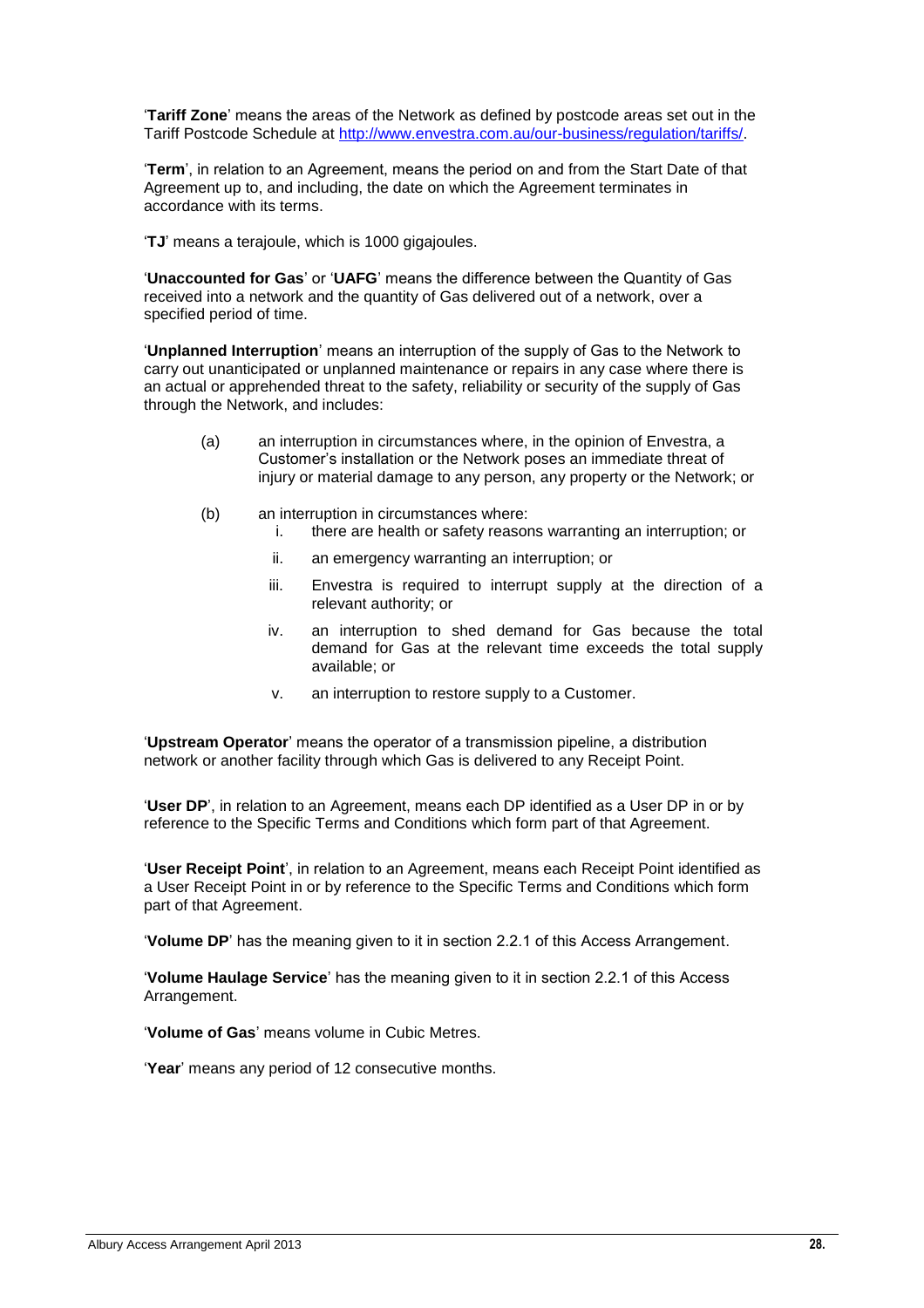'**Tariff Zone**' means the areas of the Network as defined by postcode areas set out in the Tariff Postcode Schedule at http://www.envestra.com.au/our-business/regulation/tariffs/.

'**Term**', in relation to an Agreement, means the period on and from the Start Date of that Agreement up to, and including, the date on which the Agreement terminates in accordance with its terms.

'**TJ**' means a terajoule, which is 1000 gigajoules.

'**Unaccounted for Gas**' or '**UAFG**' means the difference between the Quantity of Gas received into a network and the quantity of Gas delivered out of a network, over a specified period of time.

'**Unplanned Interruption**' means an interruption of the supply of Gas to the Network to carry out unanticipated or unplanned maintenance or repairs in any case where there is an actual or apprehended threat to the safety, reliability or security of the supply of Gas through the Network, and includes:

(a) an interruption in circumstances where, in the opinion of Envestra, a Customer's installation or the Network poses an immediate threat of injury or material damage to any person, any property or the Network; or

(b) an interruption in circumstances where:
   i. there are health or safety reasons warranting an interruption; or
   ii. an emergency warranting an interruption; or
   iii. Envestra is required to interrupt supply at the direction of a relevant authority; or
   iv. an interruption to shed demand for Gas because the total demand for Gas at the relevant time exceeds the total supply available; or
   v. an interruption to restore supply to a Customer.

'**Upstream Operator**' means the operator of a transmission pipeline, a distribution network or another facility through which Gas is delivered to any Receipt Point.

'**User DP**', in relation to an Agreement, means each DP identified as a User DP in or by reference to the Specific Terms and Conditions which form part of that Agreement.

'**User Receipt Point**', in relation to an Agreement, means each Receipt Point identified as a User Receipt Point in or by reference to the Specific Terms and Conditions which form part of that Agreement.

'**Volume DP**' has the meaning given to it in section 2.2.1 of this Access Arrangement.

'**Volume Haulage Service**' has the meaning given to it in section 2.2.1 of this Access Arrangement.

'**Volume of Gas**' means volume in Cubic Metres.

'**Year**' means any period of 12 consecutive months.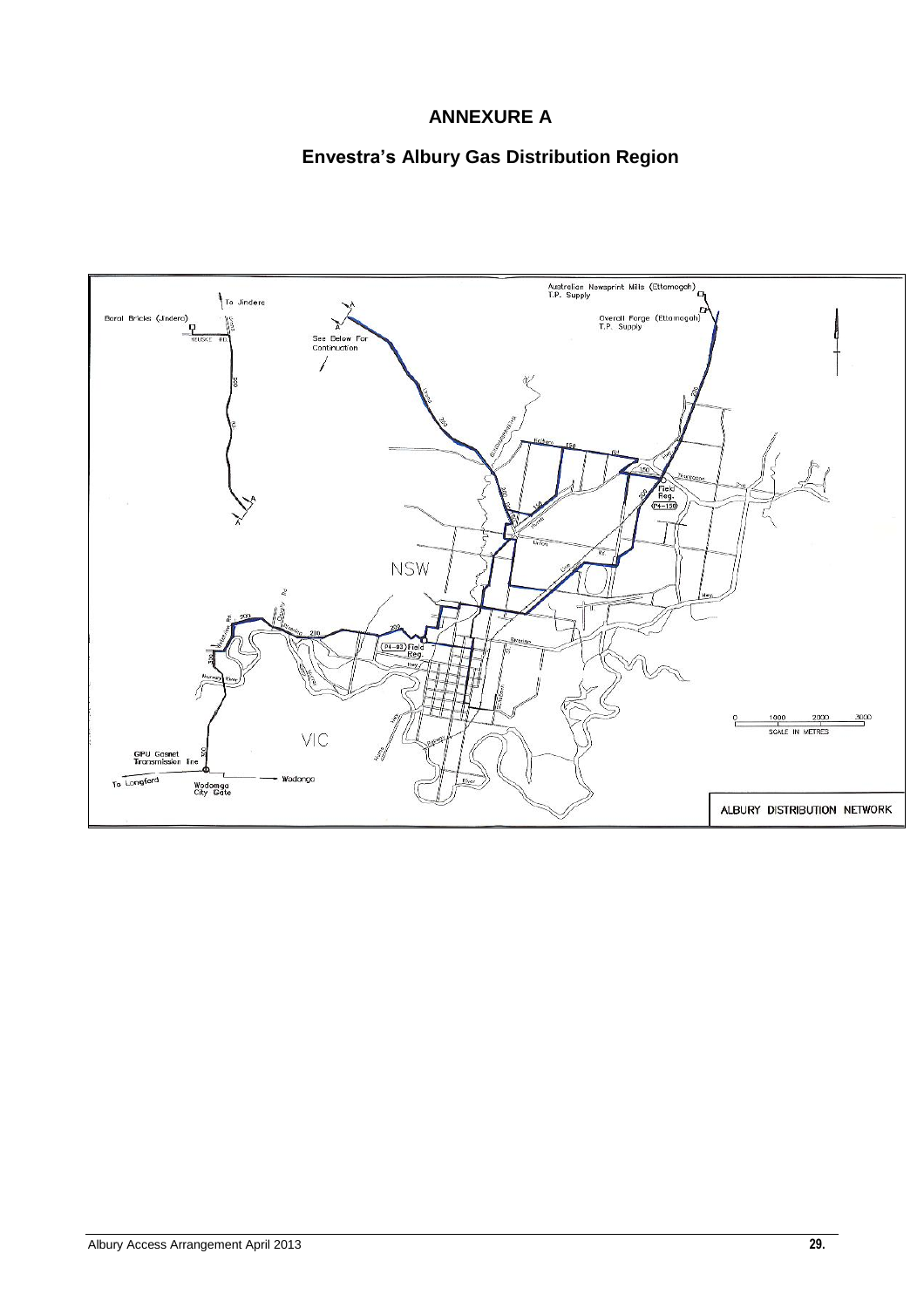# ANNEXURE A

## Envestra's Albury Gas Distribution Region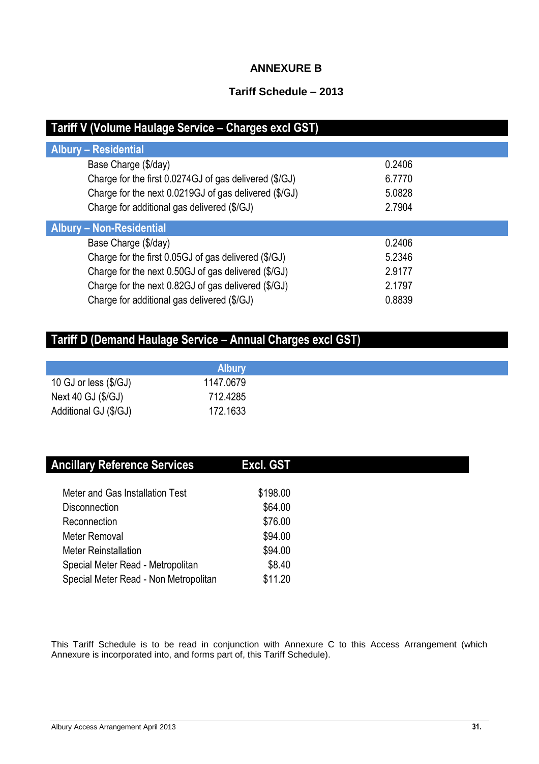# ANNEXURE B

## Tariff Schedule – 2013

| Tariff V (Volume Haulage Service – Charges excl GST) | |
|---|---|
| **Albury – Residential** | |
| Base Charge ($/day) | 0.2406 |
| Charge for the first 0.0274GJ of gas delivered ($/GJ) | 6.7770 |
| Charge for the next 0.0219GJ of gas delivered ($/GJ) | 5.0828 |
| Charge for additional gas delivered ($/GJ) | 2.7904 |
| **Albury – Non-Residential** | |
| Base Charge ($/day) | 0.2406 |
| Charge for the first 0.05GJ of gas delivered ($/GJ) | 5.2346 |
| Charge for the next 0.50GJ of gas delivered ($/GJ) | 2.9177 |
| Charge for the next 0.82GJ of gas delivered ($/GJ) | 2.1797 |
| Charge for additional gas delivered ($/GJ) | 0.8839 |

**Tariff D (Demand Haulage Service – Annual Charges excl GST)**

| | Albury |
|---|---|
| 10 GJ or less ($/GJ) | 1147.0679 |
| Next 40 GJ ($/GJ) | 712.4285 |
| Additional GJ ($/GJ) | 172.1633 |

| Ancillary Reference Services | Excl. GST |
|---|---|
| Meter and Gas Installation Test | $198.00 |
| Disconnection | $64.00 |
| Reconnection | $76.00 |
| Meter Removal | $94.00 |
| Meter Reinstallation | $94.00 |
| Special Meter Read - Metropolitan | $8.40 |
| Special Meter Read - Non Metropolitan | $11.20 |

This Tariff Schedule is to be read in conjunction with Annexure C to this Access Arrangement (which Annexure is incorporated into, and forms part of, this Tariff Schedule).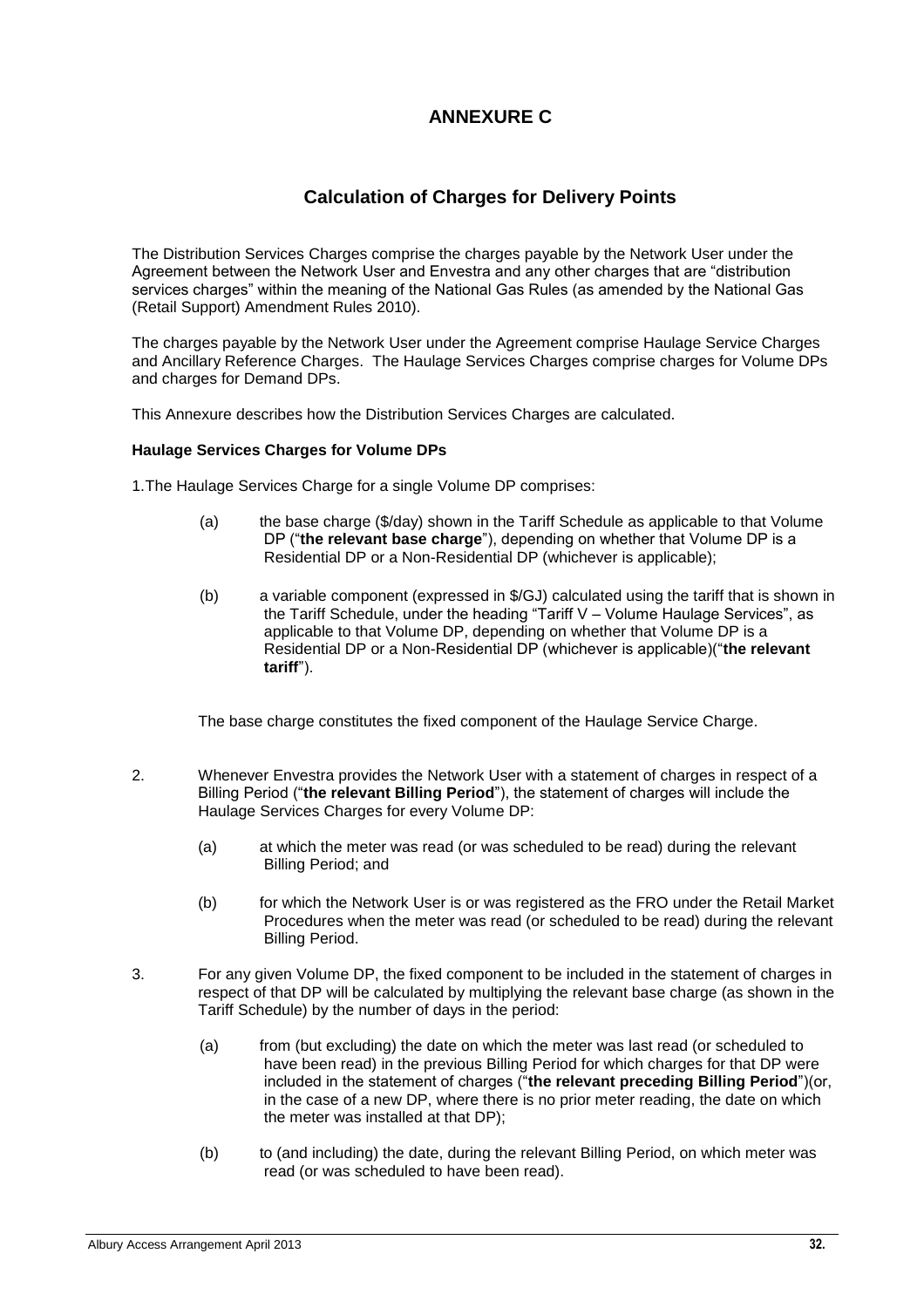# ANNEXURE C

## Calculation of Charges for Delivery Points

The Distribution Services Charges comprise the charges payable by the Network User under the Agreement between the Network User and Envestra and any other charges that are "distribution services charges" within the meaning of the National Gas Rules (as amended by the National Gas (Retail Support) Amendment Rules 2010).

The charges payable by the Network User under the Agreement comprise Haulage Service Charges and Ancillary Reference Charges. The Haulage Services Charges comprise charges for Volume DPs and charges for Demand DPs.

This Annexure describes how the Distribution Services Charges are calculated.

**Haulage Services Charges for Volume DPs**

1. The Haulage Services Charge for a single Volume DP comprises:

   (a) the base charge ($/day) shown in the Tariff Schedule as applicable to that Volume DP ("**the relevant base charge**"), depending on whether that Volume DP is a Residential DP or a Non-Residential DP (whichever is applicable);

   (b) a variable component (expressed in $/GJ) calculated using the tariff that is shown in the Tariff Schedule, under the heading "Tariff V – Volume Haulage Services", as applicable to that Volume DP, depending on whether that Volume DP is a Residential DP or a Non-Residential DP (whichever is applicable)("**the relevant tariff**").

   The base charge constitutes the fixed component of the Haulage Service Charge.

2. Whenever Envestra provides the Network User with a statement of charges in respect of a Billing Period ("**the relevant Billing Period**"), the statement of charges will include the Haulage Services Charges for every Volume DP:

   (a) at which the meter was read (or was scheduled to be read) during the relevant Billing Period; and

   (b) for which the Network User is or was registered as the FRO under the Retail Market Procedures when the meter was read (or scheduled to be read) during the relevant Billing Period.

3. For any given Volume DP, the fixed component to be included in the statement of charges in respect of that DP will be calculated by multiplying the relevant base charge (as shown in the Tariff Schedule) by the number of days in the period:

   (a) from (but excluding) the date on which the meter was last read (or scheduled to have been read) in the previous Billing Period for which charges for that DP were included in the statement of charges ("**the relevant preceding Billing Period**")(or, in the case of a new DP, where there is no prior meter reading, the date on which the meter was installed at that DP);

   (b) to (and including) the date, during the relevant Billing Period, on which meter was read (or was scheduled to have been read).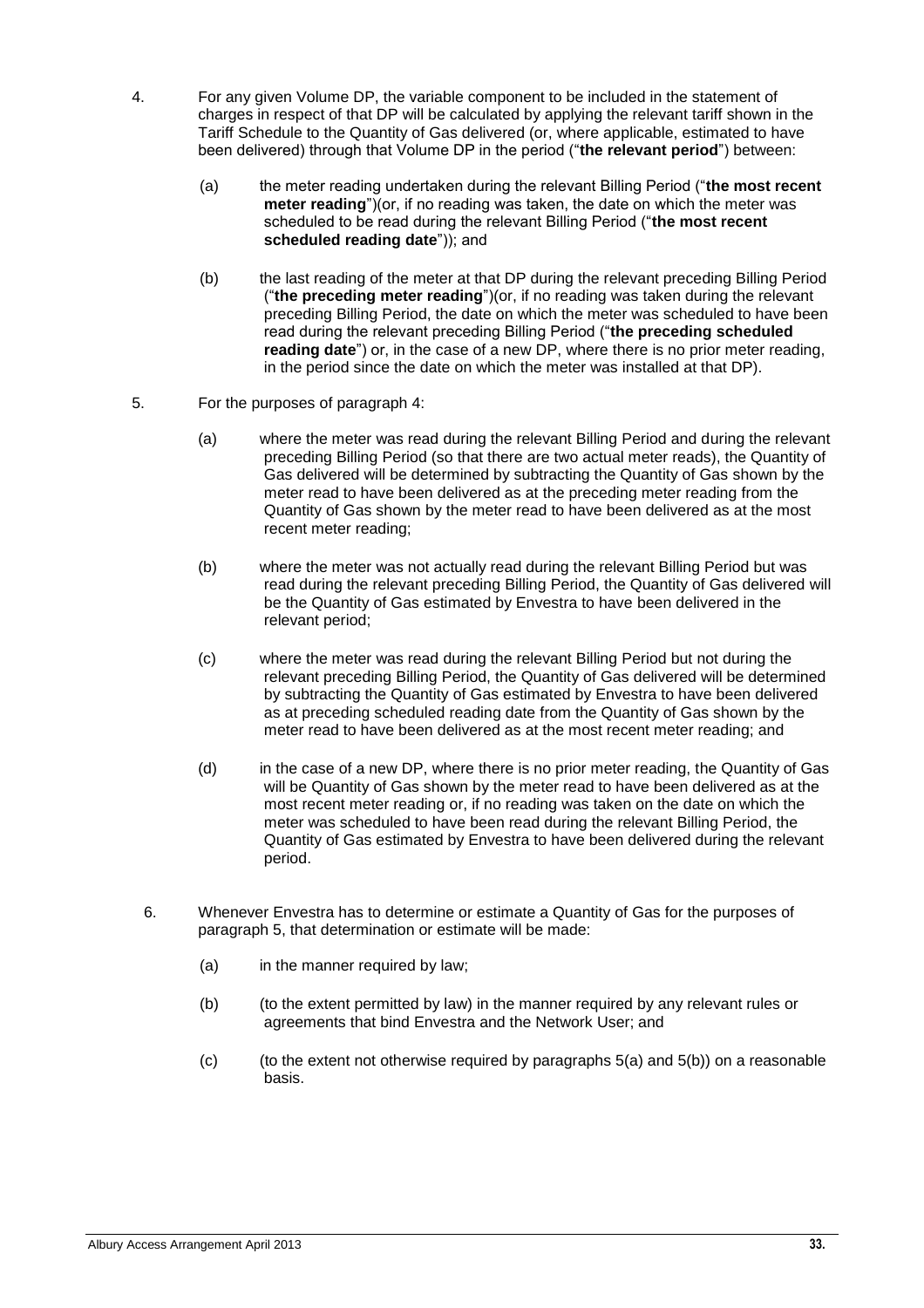4. For any given Volume DP, the variable component to be included in the statement of charges in respect of that DP will be calculated by applying the relevant tariff shown in the Tariff Schedule to the Quantity of Gas delivered (or, where applicable, estimated to have been delivered) through that Volume DP in the period ("**the relevant period**") between:

   (a) the meter reading undertaken during the relevant Billing Period ("**the most recent meter reading**")(or, if no reading was taken, the date on which the meter was scheduled to be read during the relevant Billing Period ("**the most recent scheduled reading date**")); and

   (b) the last reading of the meter at that DP during the relevant preceding Billing Period ("**the preceding meter reading**")(or, if no reading was taken during the relevant preceding Billing Period, the date on which the meter was scheduled to have been read during the relevant preceding Billing Period ("**the preceding scheduled reading date**") or, in the case of a new DP, where there is no prior meter reading, in the period since the date on which the meter was installed at that DP).

5. For the purposes of paragraph 4:

   (a) where the meter was read during the relevant Billing Period and during the relevant preceding Billing Period (so that there are two actual meter reads), the Quantity of Gas delivered will be determined by subtracting the Quantity of Gas shown by the meter read to have been delivered as at the preceding meter reading from the Quantity of Gas shown by the meter read to have been delivered as at the most recent meter reading;

   (b) where the meter was not actually read during the relevant Billing Period but was read during the relevant preceding Billing Period, the Quantity of Gas delivered will be the Quantity of Gas estimated by Envestra to have been delivered in the relevant period;

   (c) where the meter was read during the relevant Billing Period but not during the relevant preceding Billing Period, the Quantity of Gas delivered will be determined by subtracting the Quantity of Gas estimated by Envestra to have been delivered as at preceding scheduled reading date from the Quantity of Gas shown by the meter read to have been delivered as at the most recent meter reading; and

   (d) in the case of a new DP, where there is no prior meter reading, the Quantity of Gas will be Quantity of Gas shown by the meter read to have been delivered as at the most recent meter reading or, if no reading was taken on the date on which the meter was scheduled to have been read during the relevant Billing Period, the Quantity of Gas estimated by Envestra to have been delivered during the relevant period.

6. Whenever Envestra has to determine or estimate a Quantity of Gas for the purposes of paragraph 5, that determination or estimate will be made:

   (a) in the manner required by law;

   (b) (to the extent permitted by law) in the manner required by any relevant rules or agreements that bind Envestra and the Network User; and

   (c) (to the extent not otherwise required by paragraphs 5(a) and 5(b)) on a reasonable basis.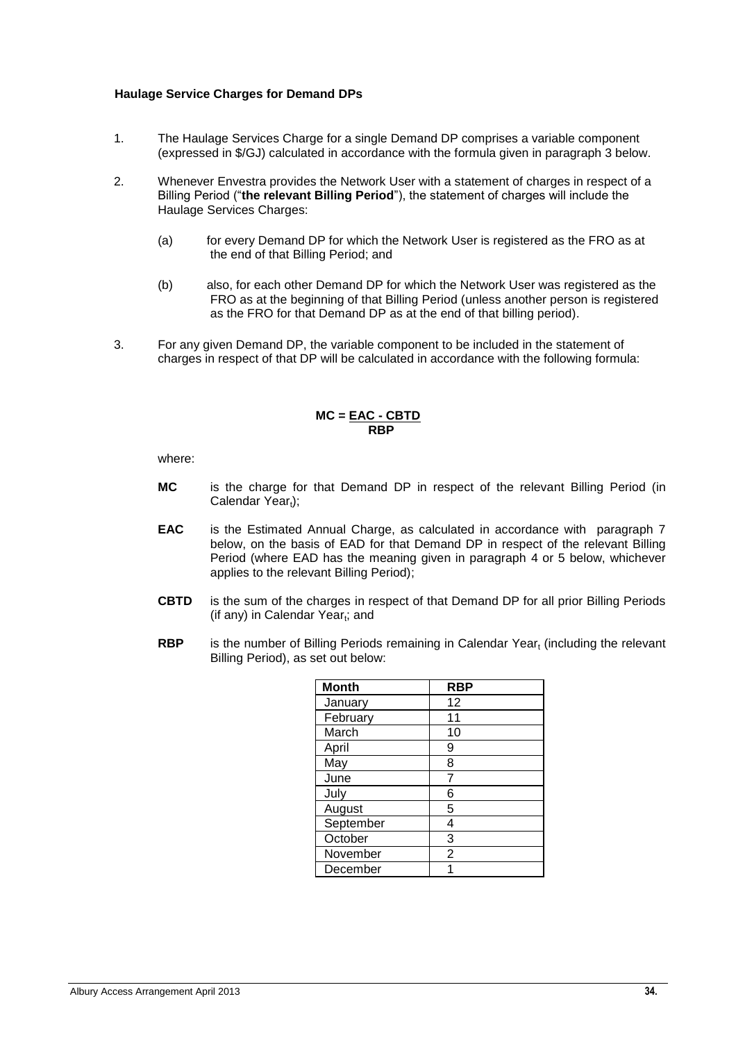**Haulage Service Charges for Demand DPs**

1. The Haulage Services Charge for a single Demand DP comprises a variable component (expressed in $/GJ) calculated in accordance with the formula given in paragraph 3 below.

2. Whenever Envestra provides the Network User with a statement of charges in respect of a Billing Period ("**the relevant Billing Period**"), the statement of charges will include the Haulage Services Charges:

   (a) for every Demand DP for which the Network User is registered as the FRO as at the end of that Billing Period; and

   (b) also, for each other Demand DP for which the Network User was registered as the FRO as at the beginning of that Billing Period (unless another person is registered as the FRO for that Demand DP as at the end of that billing period).

3. For any given Demand DP, the variable component to be included in the statement of charges in respect of that DP will be calculated in accordance with the following formula:

$$MC = \frac{EAC - CBTD}{RBP}$$

where:

**MC** is the charge for that Demand DP in respect of the relevant Billing Period (in Calendar Year$_t$);

**EAC** is the Estimated Annual Charge, as calculated in accordance with paragraph 7 below, on the basis of EAD for that Demand DP in respect of the relevant Billing Period (where EAD has the meaning given in paragraph 4 or 5 below, whichever applies to the relevant Billing Period);

**CBTD** is the sum of the charges in respect of that Demand DP for all prior Billing Periods (if any) in Calendar Year$_t$; and

**RBP** is the number of Billing Periods remaining in Calendar Year$_t$ (including the relevant Billing Period), as set out below:

| Month | RBP |
|---|---|
| January | 12 |
| February | 11 |
| March | 10 |
| April | 9 |
| May | 8 |
| June | 7 |
| July | 6 |
| August | 5 |
| September | 4 |
| October | 3 |
| November | 2 |
| December | 1 |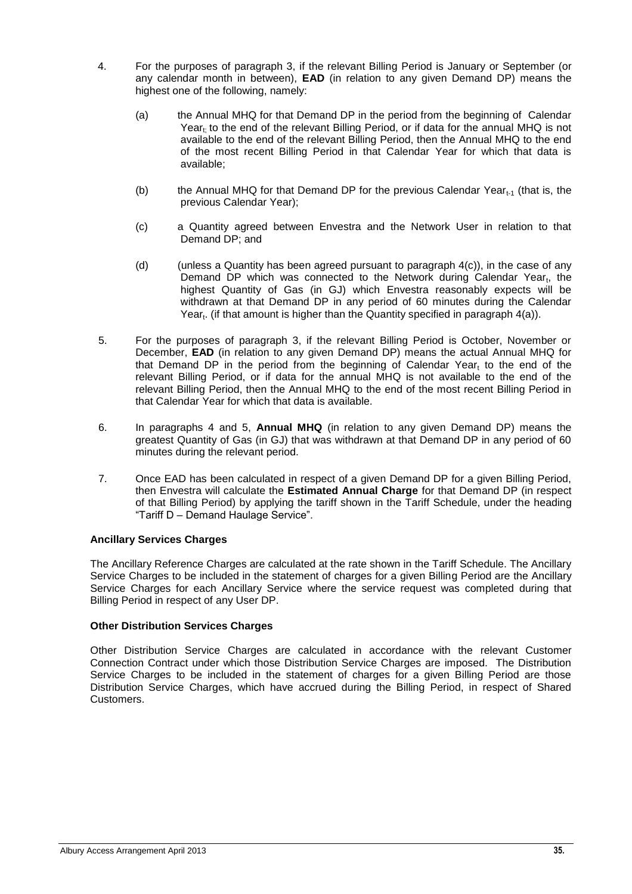4. For the purposes of paragraph 3, if the relevant Billing Period is January or September (or any calendar month in between), **EAD** (in relation to any given Demand DP) means the highest one of the following, namely:

   (a) the Annual MHQ for that Demand DP in the period from the beginning of Calendar $Year_t$ to the end of the relevant Billing Period, or if data for the annual MHQ is not available to the end of the relevant Billing Period, then the Annual MHQ to the end of the most recent Billing Period in that Calendar Year for which that data is available;

   (b) the Annual MHQ for that Demand DP for the previous Calendar $Year_{t-1}$ (that is, the previous Calendar Year);

   (c) a Quantity agreed between Envestra and the Network User in relation to that Demand DP; and

   (d) (unless a Quantity has been agreed pursuant to paragraph 4(c)), in the case of any Demand DP which was connected to the Network during Calendar $Year_t$, the highest Quantity of Gas (in GJ) which Envestra reasonably expects will be withdrawn at that Demand DP in any period of 60 minutes during the Calendar $Year_t$. (if that amount is higher than the Quantity specified in paragraph 4(a)).

5. For the purposes of paragraph 3, if the relevant Billing Period is October, November or December, **EAD** (in relation to any given Demand DP) means the actual Annual MHQ for that Demand DP in the period from the beginning of Calendar $Year_t$ to the end of the relevant Billing Period, or if data for the annual MHQ is not available to the end of the relevant Billing Period, then the Annual MHQ to the end of the most recent Billing Period in that Calendar Year for which that data is available.

6. In paragraphs 4 and 5, **Annual MHQ** (in relation to any given Demand DP) means the greatest Quantity of Gas (in GJ) that was withdrawn at that Demand DP in any period of 60 minutes during the relevant period.

7. Once EAD has been calculated in respect of a given Demand DP for a given Billing Period, then Envestra will calculate the **Estimated Annual Charge** for that Demand DP (in respect of that Billing Period) by applying the tariff shown in the Tariff Schedule, under the heading "Tariff D – Demand Haulage Service".

**Ancillary Services Charges**

The Ancillary Reference Charges are calculated at the rate shown in the Tariff Schedule. The Ancillary Service Charges to be included in the statement of charges for a given Billing Period are the Ancillary Service Charges for each Ancillary Service where the service request was completed during that Billing Period in respect of any User DP.

**Other Distribution Services Charges**

Other Distribution Service Charges are calculated in accordance with the relevant Customer Connection Contract under which those Distribution Service Charges are imposed. The Distribution Service Charges to be included in the statement of charges for a given Billing Period are those Distribution Service Charges, which have accrued during the Billing Period, in respect of Shared Customers.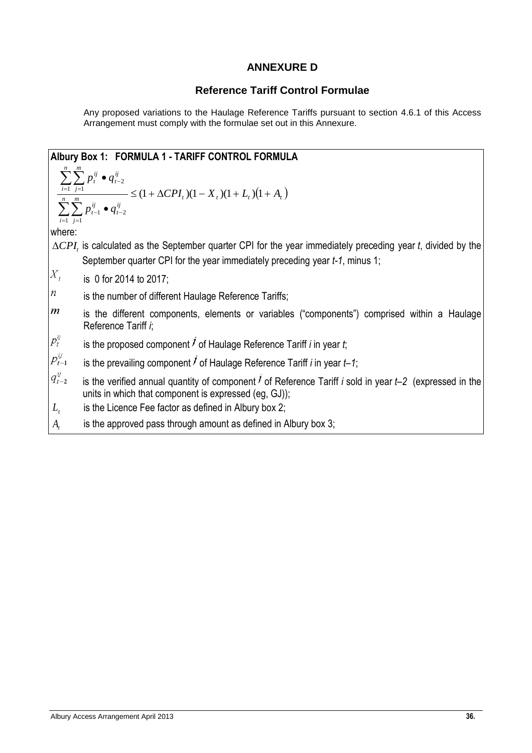# ANNEXURE D

## Reference Tariff Control Formulae

Any proposed variations to the Haulage Reference Tariffs pursuant to section 4.6.1 of this Access Arrangement must comply with the formulae set out in this Annexure.

**Albury Box 1: FORMULA 1 - TARIFF CONTROL FORMULA**

$$\frac{\sum_{i=1}^{n}\sum_{j=1}^{m} p_t^{ij} \bullet q_{t-2}^{ij}}{\sum_{i=1}^{n}\sum_{j=1}^{m} p_{t-1}^{ij} \bullet q_{t-2}^{ij}} \leq (1+\Delta CPI_t)(1-X_t)(1+L_t)(1+A_t)$$

where:

$\Delta CPI_t$ is calculated as the September quarter CPI for the year immediately preceding year *t*, divided by the September quarter CPI for the year immediately preceding year *t-1*, minus 1;

$X_t$ is 0 for 2014 to 2017;

$n$ is the number of different Haulage Reference Tariffs;

$m$ is the different components, elements or variables ("components") comprised within a Haulage Reference Tariff *i*;

$p_t^{ij}$ is the proposed component $j$ of Haulage Reference Tariff *i* in year *t*;

$p_{t-1}^{ij}$ is the prevailing component $j$ of Haulage Reference Tariff *i* in year *t–1*;

$q_{t-2}^{ij}$ is the verified annual quantity of component $j$ of Reference Tariff *i* sold in year *t–2* (expressed in the units in which that component is expressed (eg, GJ));

$L_t$ is the Licence Fee factor as defined in Albury box 2;

$A_t$ is the approved pass through amount as defined in Albury box 3;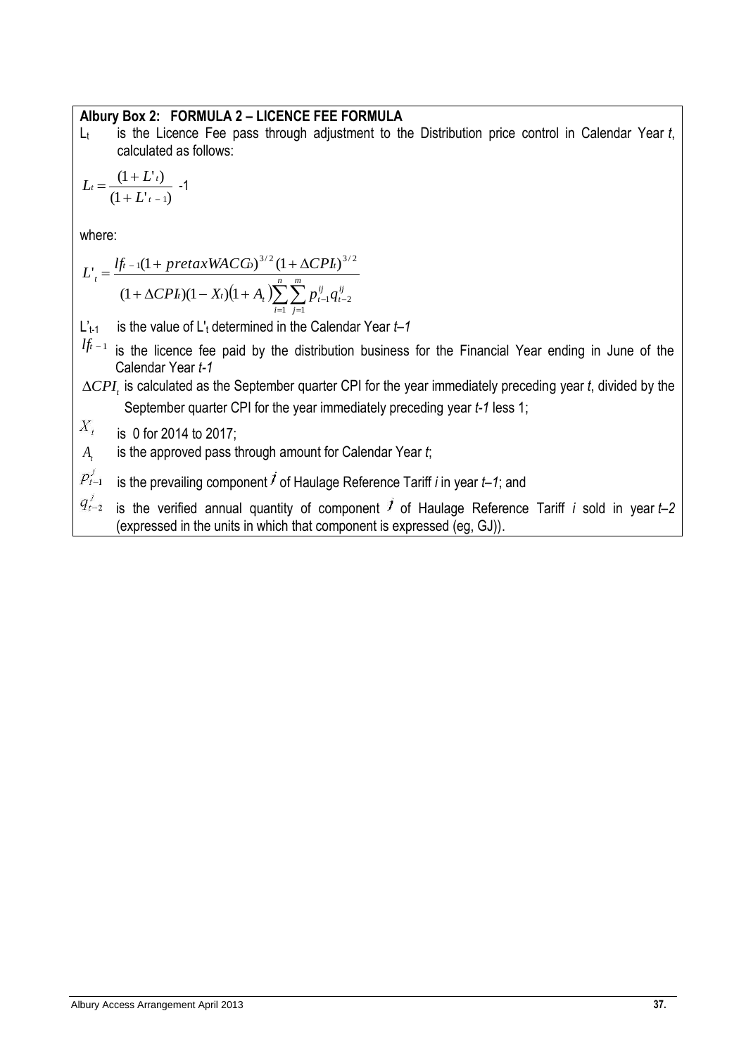**Albury Box 2: FORMULA 2 – LICENCE FEE FORMULA**

$L_t$ is the Licence Fee pass through adjustment to the Distribution price control in Calendar Year *t*, calculated as follows:

$$L_t = \frac{(1 + L'_t)}{(1 + L'_{t-1})} - 1$$

where:

$$L'_t = \frac{lf_{t-1}(1 + pretaxWACC_t)^{3/2}(1 + \Delta CPI_t)^{3/2}}{(1 + \Delta CPI_t)(1 - X_t)(1 + A_t)\sum_{i=1}^{n}\sum_{j=1}^{m} p_{t-1}^{ij} q_{t-2}^{ij}}$$

$L'_{t-1}$ is the value of $L'_t$ determined in the Calendar Year *t–1*

$lf_{t-1}$ is the licence fee paid by the distribution business for the Financial Year ending in June of the Calendar Year *t-1*

$\Delta CPI_t$ is calculated as the September quarter CPI for the year immediately preceding year *t*, divided by the September quarter CPI for the year immediately preceding year *t-1* less 1;

$X_t$ is 0 for 2014 to 2017;

$A_t$ is the approved pass through amount for Calendar Year *t*;

$p_{t-1}^{j}$ is the prevailing component $j$ of Haulage Reference Tariff *i* in year *t–1*; and

$q_{t-2}^{j}$ is the verified annual quantity of component $j$ of Haulage Reference Tariff *i* sold in year *t–2* (expressed in the units in which that component is expressed (eg, GJ)).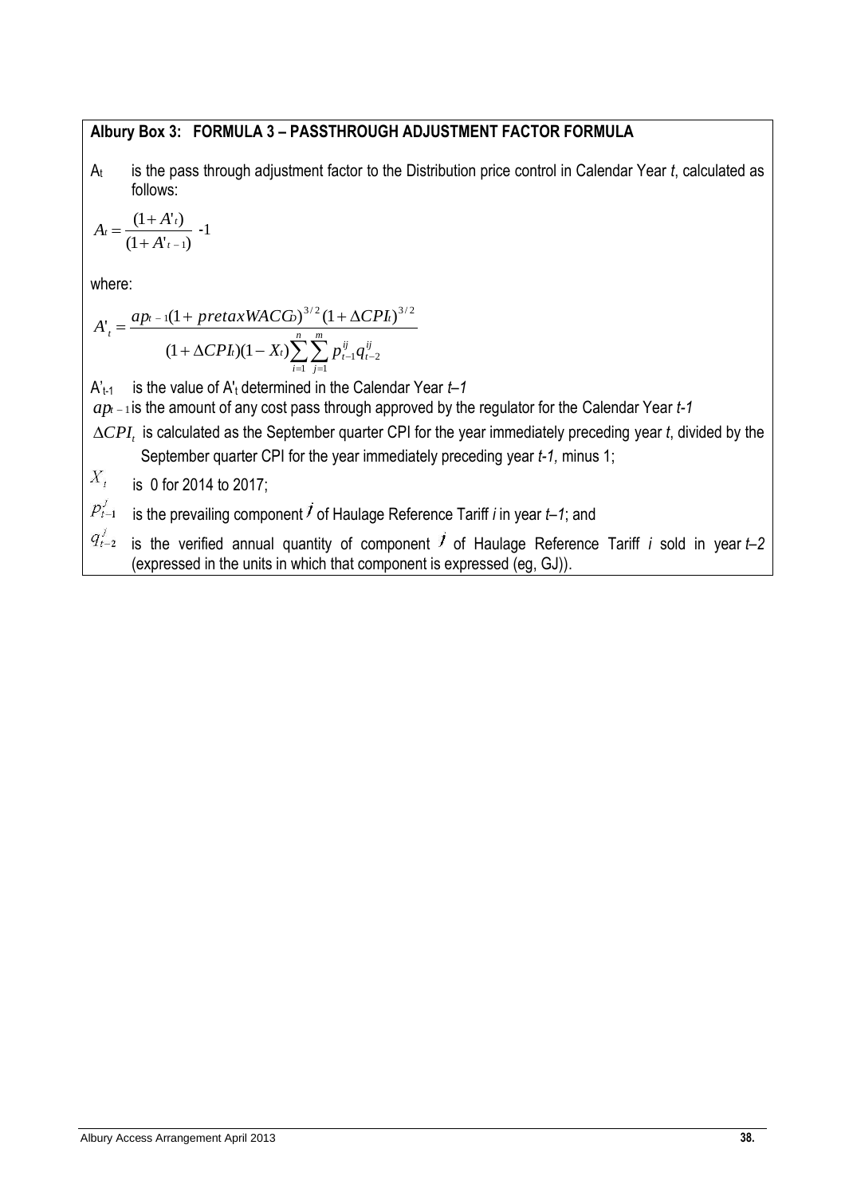### Albury Box 3: FORMULA 3 – PASSTHROUGH ADJUSTMENT FACTOR FORMULA

$A_t$ is the pass through adjustment factor to the Distribution price control in Calendar Year *t*, calculated as follows:

$$A_t = \frac{(1 + A'_t)}{(1 + A'_{t-1})} - 1$$

where:

$$A'_t = \frac{ap_{t-1}(1 + pretaxWACC_D)^{3/2}(1 + \Delta CPI_t)^{3/2}}{(1 + \Delta CPI_t)(1 - X_t)\sum_{i=1}^{n}\sum_{j=1}^{m} p_{t-1}^{ij} q_{t-2}^{ij}}$$

$A'_{t-1}$ is the value of $A'_t$ determined in the Calendar Year *t–1*

$ap_{t-1}$ is the amount of any cost pass through approved by the regulator for the Calendar Year *t-1*

$\Delta CPI_t$ is calculated as the September quarter CPI for the year immediately preceding year *t*, divided by the September quarter CPI for the year immediately preceding year *t-1,* minus 1;

$X_t$ is 0 for 2014 to 2017;

$p_{t-1}^{j}$ is the prevailing component $j$ of Haulage Reference Tariff *i* in year *t–1*; and

$q_{t-2}^{j}$ is the verified annual quantity of component $j$ of Haulage Reference Tariff *i* sold in year *t–2* (expressed in the units in which that component is expressed (eg, GJ)).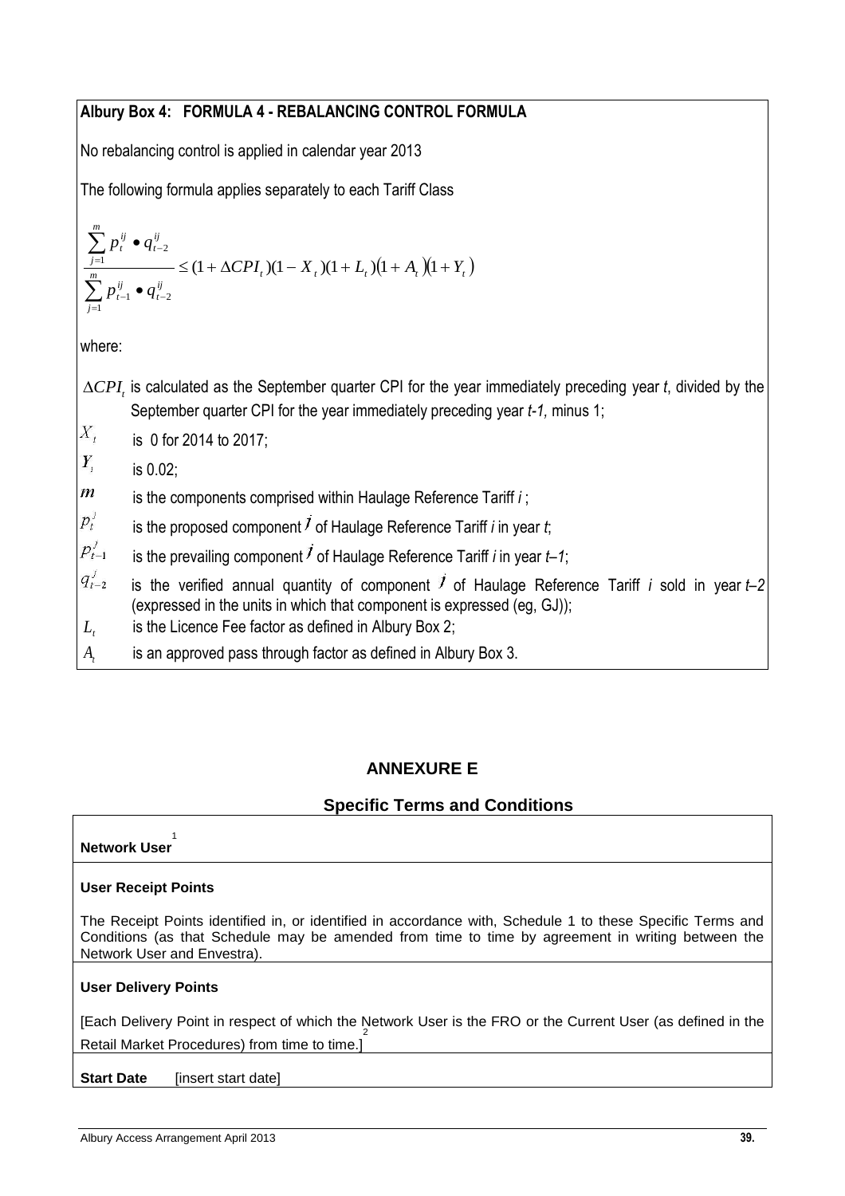**Albury Box 4: FORMULA 4 - REBALANCING CONTROL FORMULA**

No rebalancing control is applied in calendar year 2013

The following formula applies separately to each Tariff Class

$$\frac{\sum_{j=1}^{m} p_t^{ij} \bullet q_{t-2}^{ij}}{\sum_{j=1}^{m} p_{t-1}^{ij} \bullet q_{t-2}^{ij}} \leq (1 + \Delta CPI_t)(1 - X_t)(1 + L_t)(1 + A_t)(1 + Y_t)$$

where:

$\Delta CPI_t$ is calculated as the September quarter CPI for the year immediately preceding year *t*, divided by the September quarter CPI for the year immediately preceding year *t-1*, minus 1;

$X_t$ is 0 for 2014 to 2017;

$Y_t$ is 0.02;

$m$ is the components comprised within Haulage Reference Tariff *i* ;

$p_t^j$ is the proposed component $j$ of Haulage Reference Tariff *i* in year *t*;

$p_{t-1}^j$ is the prevailing component $j$ of Haulage Reference Tariff *i* in year *t–1*;

$q_{t-2}^j$ is the verified annual quantity of component $j$ of Haulage Reference Tariff *i* sold in year *t–2* (expressed in the units in which that component is expressed (eg, GJ));

$L_t$ is the Licence Fee factor as defined in Albury Box 2;

$A_t$ is an approved pass through factor as defined in Albury Box 3.

## ANNEXURE E

### Specific Terms and Conditions

**Network User** [1]

**User Receipt Points**

The Receipt Points identified in, or identified in accordance with, Schedule 1 to these Specific Terms and Conditions (as that Schedule may be amended from time to time by agreement in writing between the Network User and Envestra).

**User Delivery Points**

[Each Delivery Point in respect of which the Network User is the FRO or the Current User (as defined in the Retail Market Procedures) from time to time.] [2]

**Start Date** [insert start date]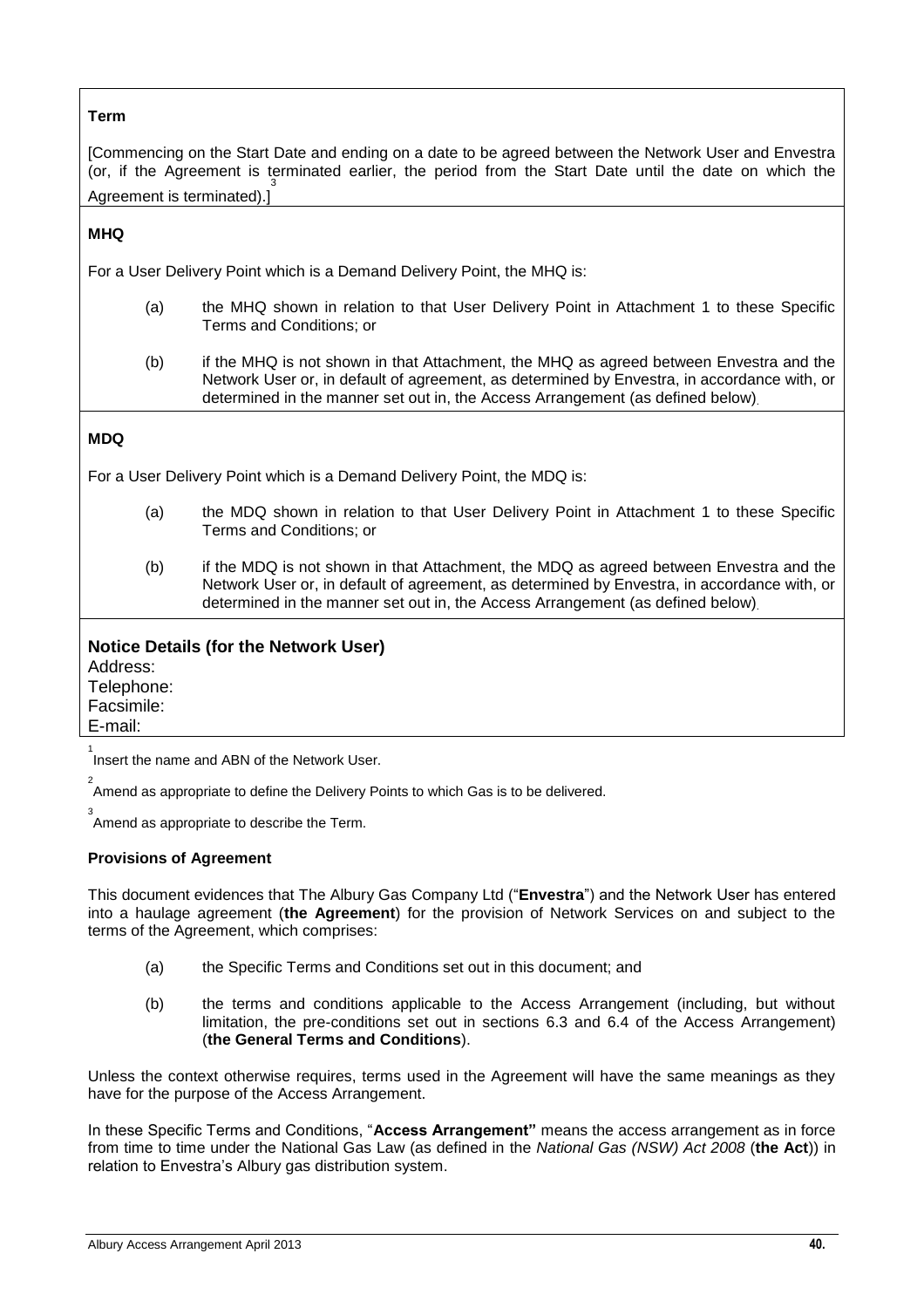**Term**

[Commencing on the Start Date and ending on a date to be agreed between the Network User and Envestra (or, if the Agreement is terminated earlier, the period from the Start Date until the date on which the Agreement is terminated).][3]

**MHQ**

For a User Delivery Point which is a Demand Delivery Point, the MHQ is:

(a) the MHQ shown in relation to that User Delivery Point in Attachment 1 to these Specific Terms and Conditions; or

(b) if the MHQ is not shown in that Attachment, the MHQ as agreed between Envestra and the Network User or, in default of agreement, as determined by Envestra, in accordance with, or determined in the manner set out in, the Access Arrangement (as defined below).

**MDQ**

For a User Delivery Point which is a Demand Delivery Point, the MDQ is:

(a) the MDQ shown in relation to that User Delivery Point in Attachment 1 to these Specific Terms and Conditions; or

(b) if the MDQ is not shown in that Attachment, the MDQ as agreed between Envestra and the Network User or, in default of agreement, as determined by Envestra, in accordance with, or determined in the manner set out in, the Access Arrangement (as defined below).

**Notice Details (for the Network User)**

Address:
Telephone:
Facsimile:
E-mail:

[1] Insert the name and ABN of the Network User.

[2] Amend as appropriate to define the Delivery Points to which Gas is to be delivered.

[3] Amend as appropriate to describe the Term.

**Provisions of Agreement**

This document evidences that The Albury Gas Company Ltd ("**Envestra**") and the Network User has entered into a haulage agreement (**the Agreement**) for the provision of Network Services on and subject to the terms of the Agreement, which comprises:

(a) the Specific Terms and Conditions set out in this document; and

(b) the terms and conditions applicable to the Access Arrangement (including, but without limitation, the pre-conditions set out in sections 6.3 and 6.4 of the Access Arrangement) (**the General Terms and Conditions**).

Unless the context otherwise requires, terms used in the Agreement will have the same meanings as they have for the purpose of the Access Arrangement.

In these Specific Terms and Conditions, "**Access Arrangement"** means the access arrangement as in force from time to time under the National Gas Law (as defined in the *National Gas (NSW) Act 2008* (**the Act**)) in relation to Envestra's Albury gas distribution system.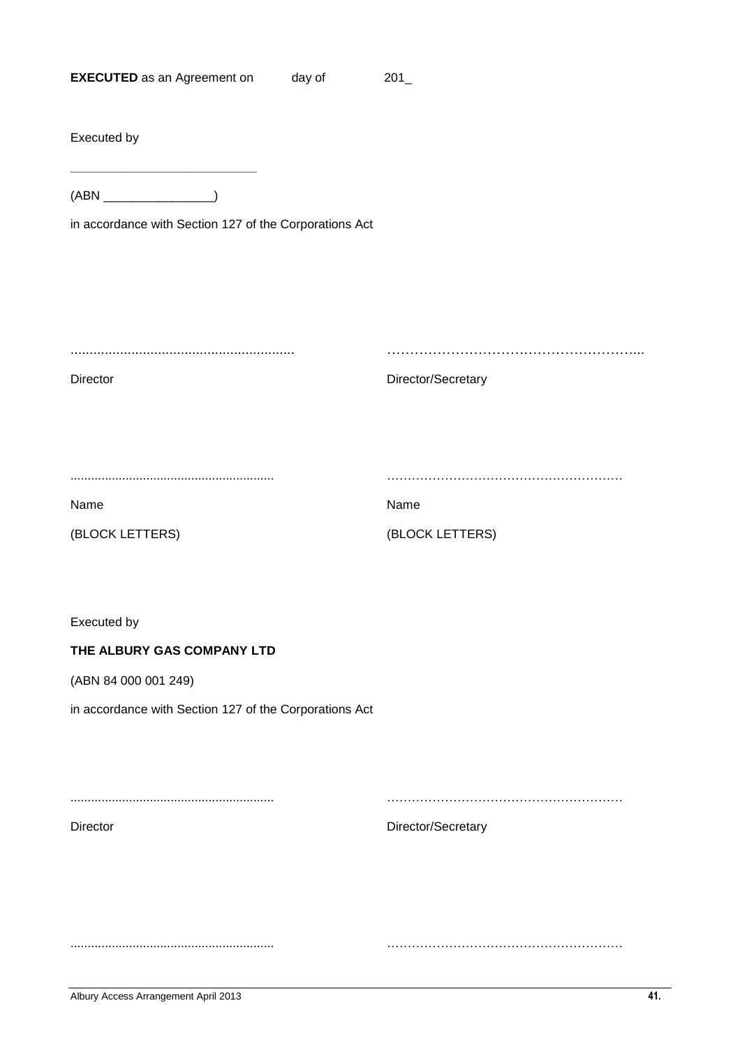**EXECUTED** as an Agreement on day of 201_

Executed by

___________________________

(ABN ________________)

in accordance with Section 127 of the Corporations Act

| ........................................................... | ………………………………………………... |
|---|---|
| Director | Director/Secretary |
| | |
| ........................................................... | ………………………………………………… |
| Name | Name |
| (BLOCK LETTERS) | (BLOCK LETTERS) |

Executed by

**THE ALBURY GAS COMPANY LTD**

(ABN 84 000 001 249)

in accordance with Section 127 of the Corporations Act

| ........................................................... | ………………………………………………… |
|---|---|
| Director | Director/Secretary |
| | |
| ........................................................... | ………………………………………………… |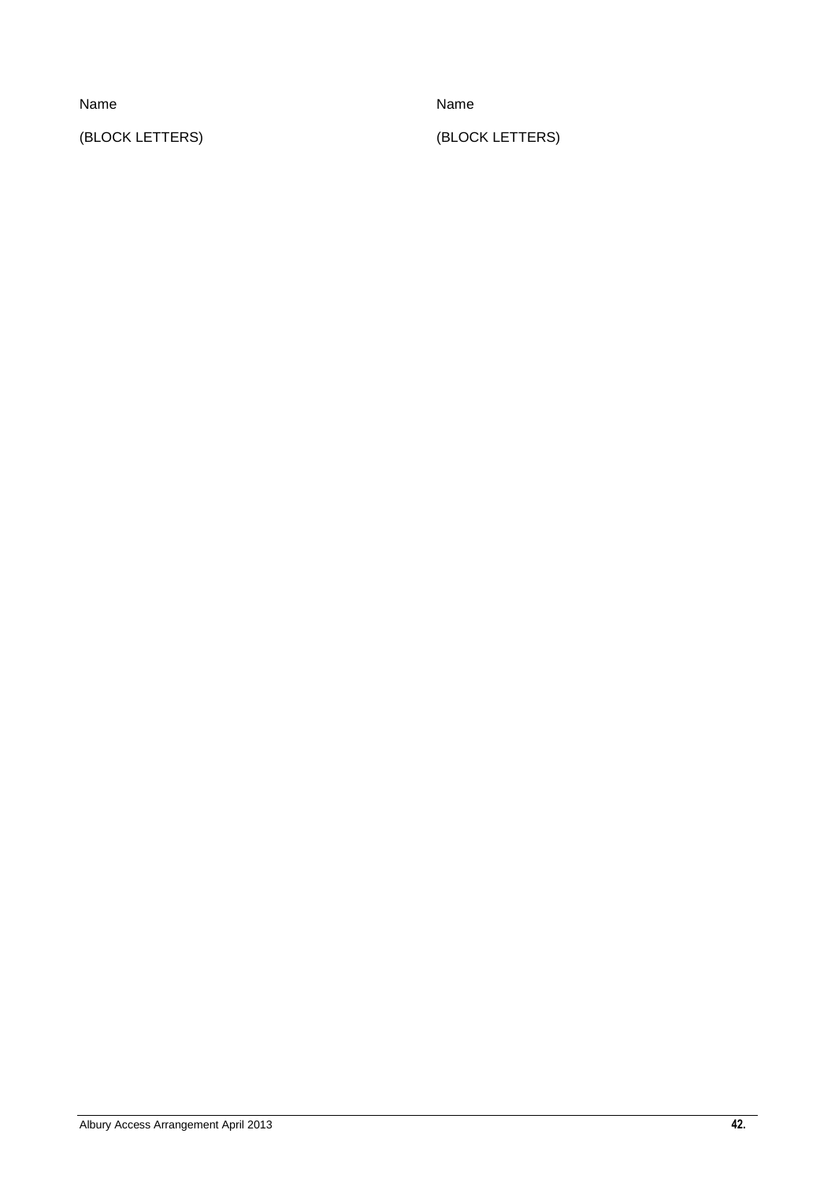| Name | Name |
|---|---|
| (BLOCK LETTERS) | (BLOCK LETTERS) |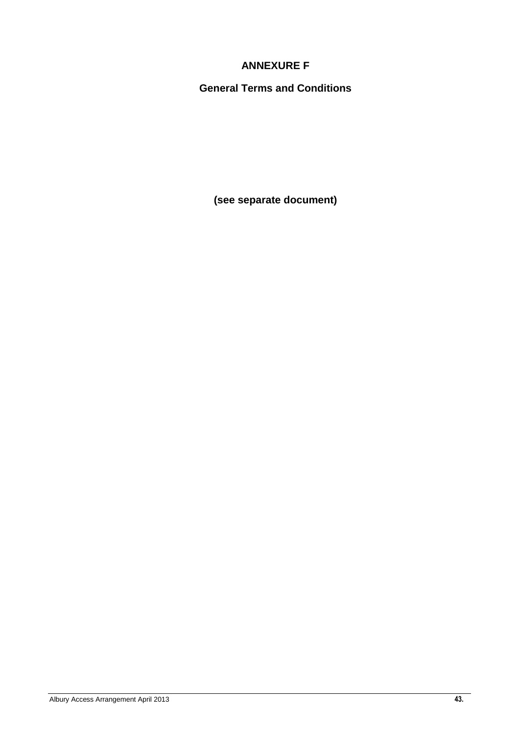# ANNEXURE F

## General Terms and Conditions

**(see separate document)**